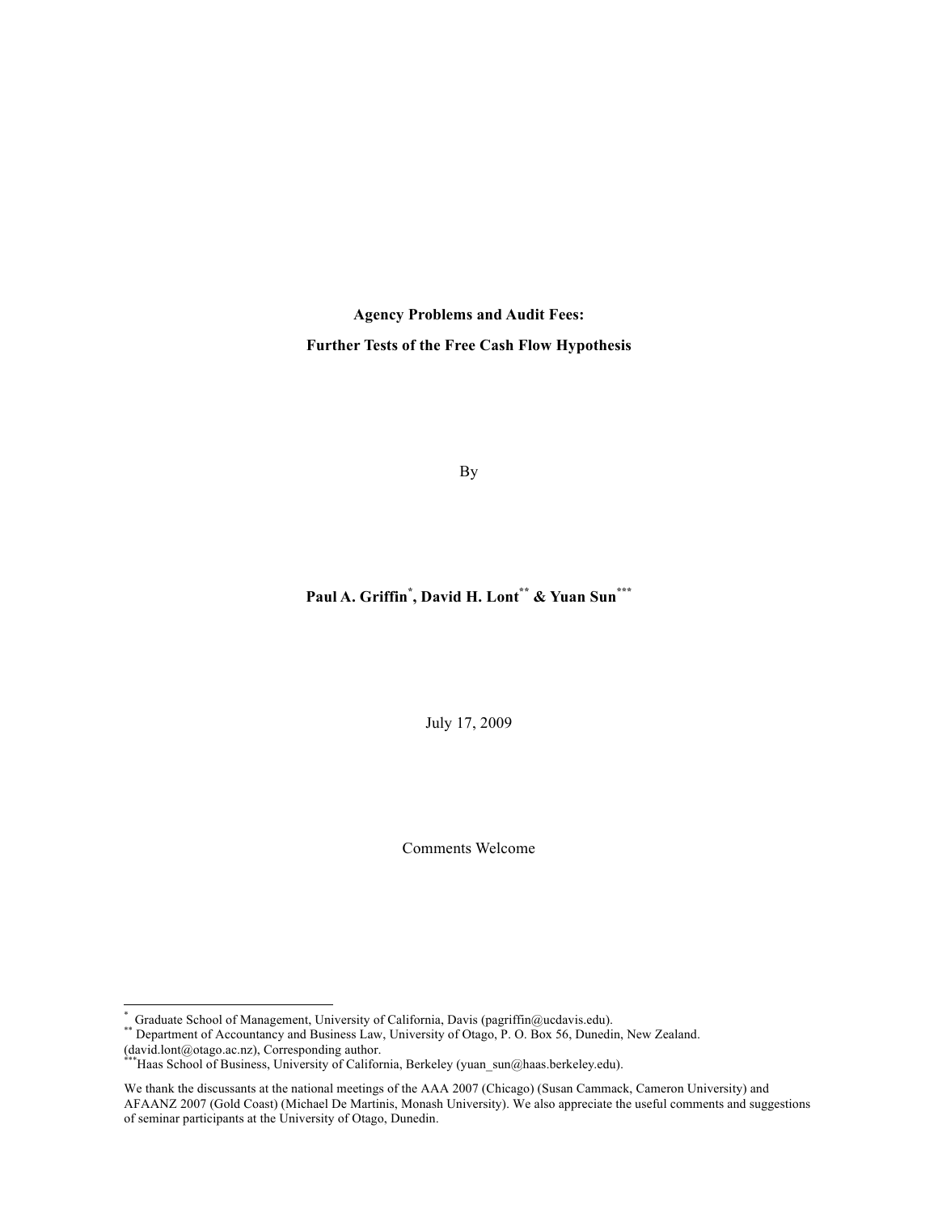# Agency Problems and Audit Fees:

# Further Tests of the Free Cash Flow Hypothesis

By

**Paul A. Griffin[*], David H. Lont[**] & Yuan Sun[***]**

July 17, 2009

Comments Welcome

---

[*] Graduate School of Management, University of California, Davis (pagriffin@ucdavis.edu).
[**] Department of Accountancy and Business Law, University of Otago, P. O. Box 56, Dunedin, New Zealand. (david.lont@otago.ac.nz), Corresponding author.
[***] Haas School of Business, University of California, Berkeley (yuan_sun@haas.berkeley.edu).

We thank the discussants at the national meetings of the AAA 2007 (Chicago) (Susan Cammack, Cameron University) and AFAANZ 2007 (Gold Coast) (Michael De Martinis, Monash University). We also appreciate the useful comments and suggestions of seminar participants at the University of Otago, Dunedin.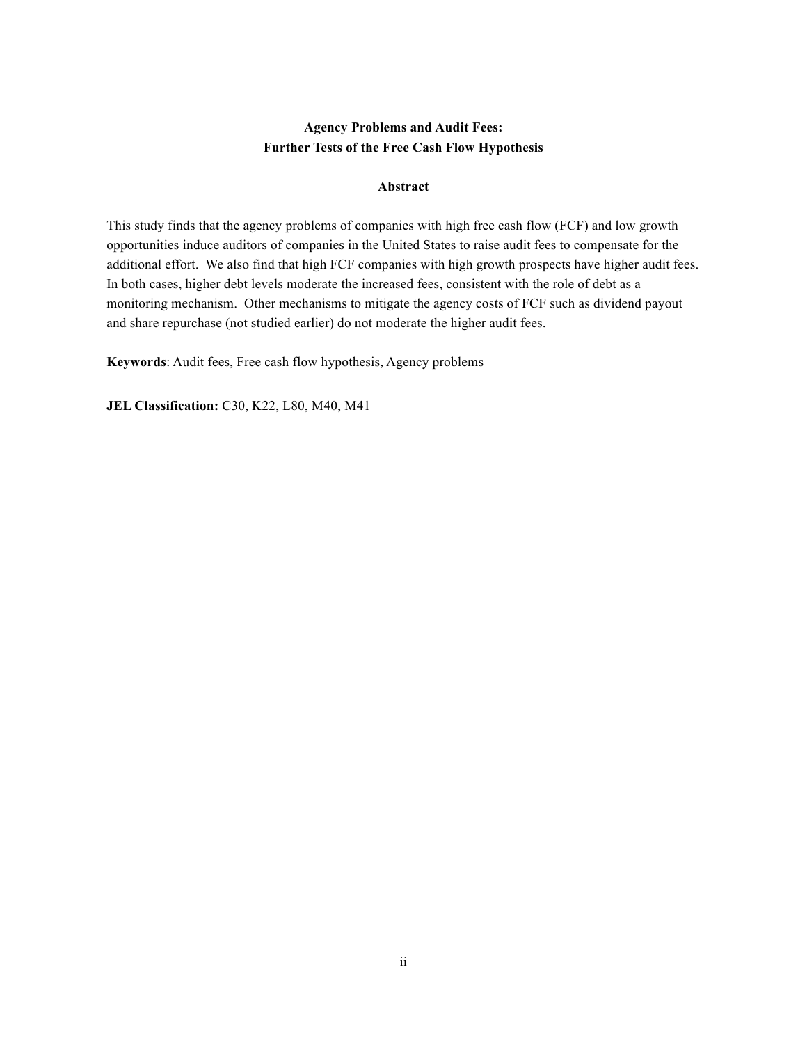# Agency Problems and Audit Fees: Further Tests of the Free Cash Flow Hypothesis

## Abstract

This study finds that the agency problems of companies with high free cash flow (FCF) and low growth opportunities induce auditors of companies in the United States to raise audit fees to compensate for the additional effort. We also find that high FCF companies with high growth prospects have higher audit fees. In both cases, higher debt levels moderate the increased fees, consistent with the role of debt as a monitoring mechanism. Other mechanisms to mitigate the agency costs of FCF such as dividend payout and share repurchase (not studied earlier) do not moderate the higher audit fees.

**Keywords**: Audit fees, Free cash flow hypothesis, Agency problems

**JEL Classification:** C30, K22, L80, M40, M41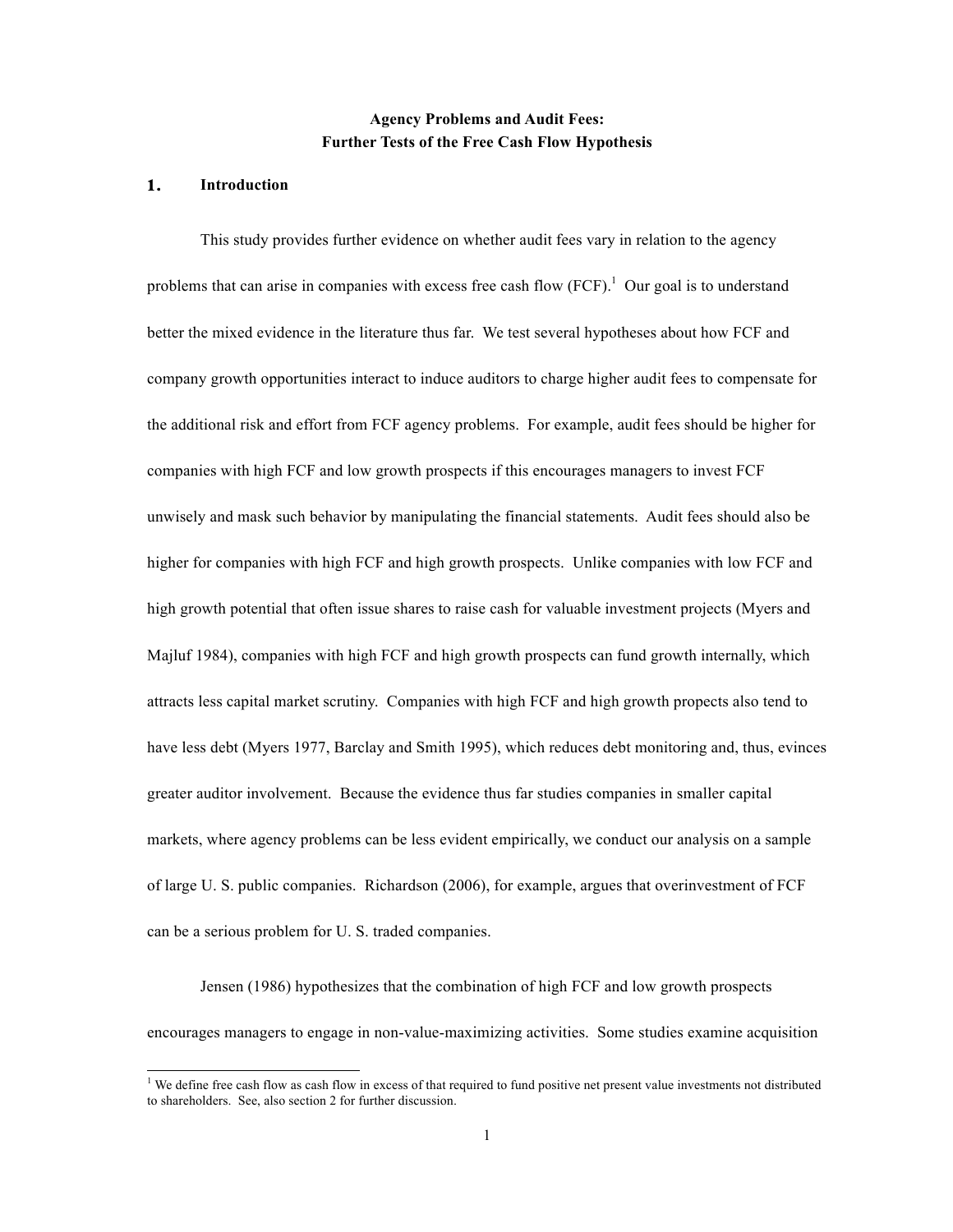**Agency Problems and Audit Fees:**
**Further Tests of the Free Cash Flow Hypothesis**

## 1. Introduction

This study provides further evidence on whether audit fees vary in relation to the agency problems that can arise in companies with excess free cash flow (FCF).[1] Our goal is to understand better the mixed evidence in the literature thus far. We test several hypotheses about how FCF and company growth opportunities interact to induce auditors to charge higher audit fees to compensate for the additional risk and effort from FCF agency problems. For example, audit fees should be higher for companies with high FCF and low growth prospects if this encourages managers to invest FCF unwisely and mask such behavior by manipulating the financial statements. Audit fees should also be higher for companies with high FCF and high growth prospects. Unlike companies with low FCF and high growth potential that often issue shares to raise cash for valuable investment projects (Myers and Majluf 1984), companies with high FCF and high growth prospects can fund growth internally, which attracts less capital market scrutiny. Companies with high FCF and high growth propects also tend to have less debt (Myers 1977, Barclay and Smith 1995), which reduces debt monitoring and, thus, evinces greater auditor involvement. Because the evidence thus far studies companies in smaller capital markets, where agency problems can be less evident empirically, we conduct our analysis on a sample of large U. S. public companies. Richardson (2006), for example, argues that overinvestment of FCF can be a serious problem for U. S. traded companies.

Jensen (1986) hypothesizes that the combination of high FCF and low growth prospects encourages managers to engage in non-value-maximizing activities. Some studies examine acquisition

[1] We define free cash flow as cash flow in excess of that required to fund positive net present value investments not distributed to shareholders. See, also section 2 for further discussion.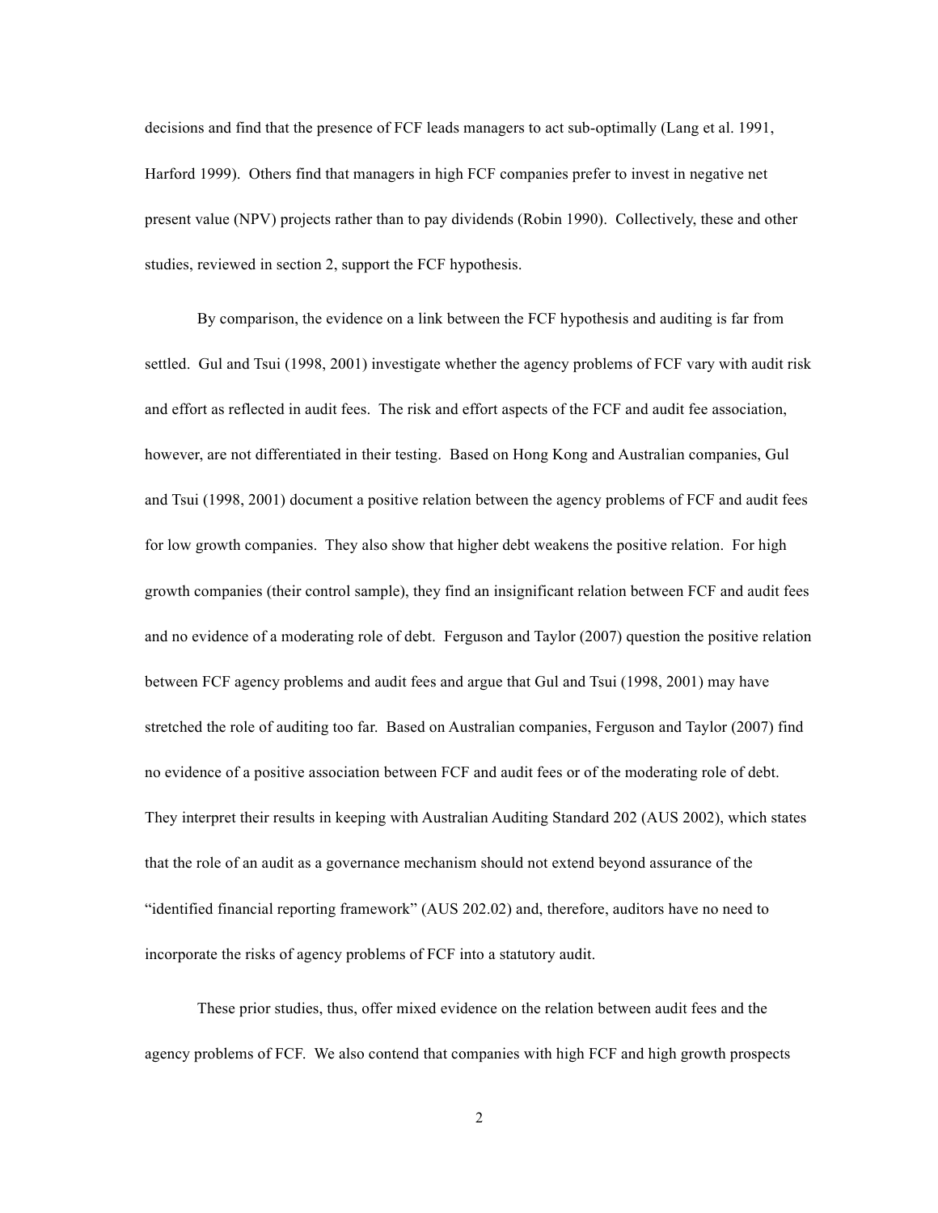decisions and find that the presence of FCF leads managers to act sub-optimally (Lang et al. 1991, Harford 1999). Others find that managers in high FCF companies prefer to invest in negative net present value (NPV) projects rather than to pay dividends (Robin 1990). Collectively, these and other studies, reviewed in section 2, support the FCF hypothesis.

By comparison, the evidence on a link between the FCF hypothesis and auditing is far from settled. Gul and Tsui (1998, 2001) investigate whether the agency problems of FCF vary with audit risk and effort as reflected in audit fees. The risk and effort aspects of the FCF and audit fee association, however, are not differentiated in their testing. Based on Hong Kong and Australian companies, Gul and Tsui (1998, 2001) document a positive relation between the agency problems of FCF and audit fees for low growth companies. They also show that higher debt weakens the positive relation. For high growth companies (their control sample), they find an insignificant relation between FCF and audit fees and no evidence of a moderating role of debt. Ferguson and Taylor (2007) question the positive relation between FCF agency problems and audit fees and argue that Gul and Tsui (1998, 2001) may have stretched the role of auditing too far. Based on Australian companies, Ferguson and Taylor (2007) find no evidence of a positive association between FCF and audit fees or of the moderating role of debt. They interpret their results in keeping with Australian Auditing Standard 202 (AUS 2002), which states that the role of an audit as a governance mechanism should not extend beyond assurance of the "identified financial reporting framework" (AUS 202.02) and, therefore, auditors have no need to incorporate the risks of agency problems of FCF into a statutory audit.

These prior studies, thus, offer mixed evidence on the relation between audit fees and the agency problems of FCF. We also contend that companies with high FCF and high growth prospects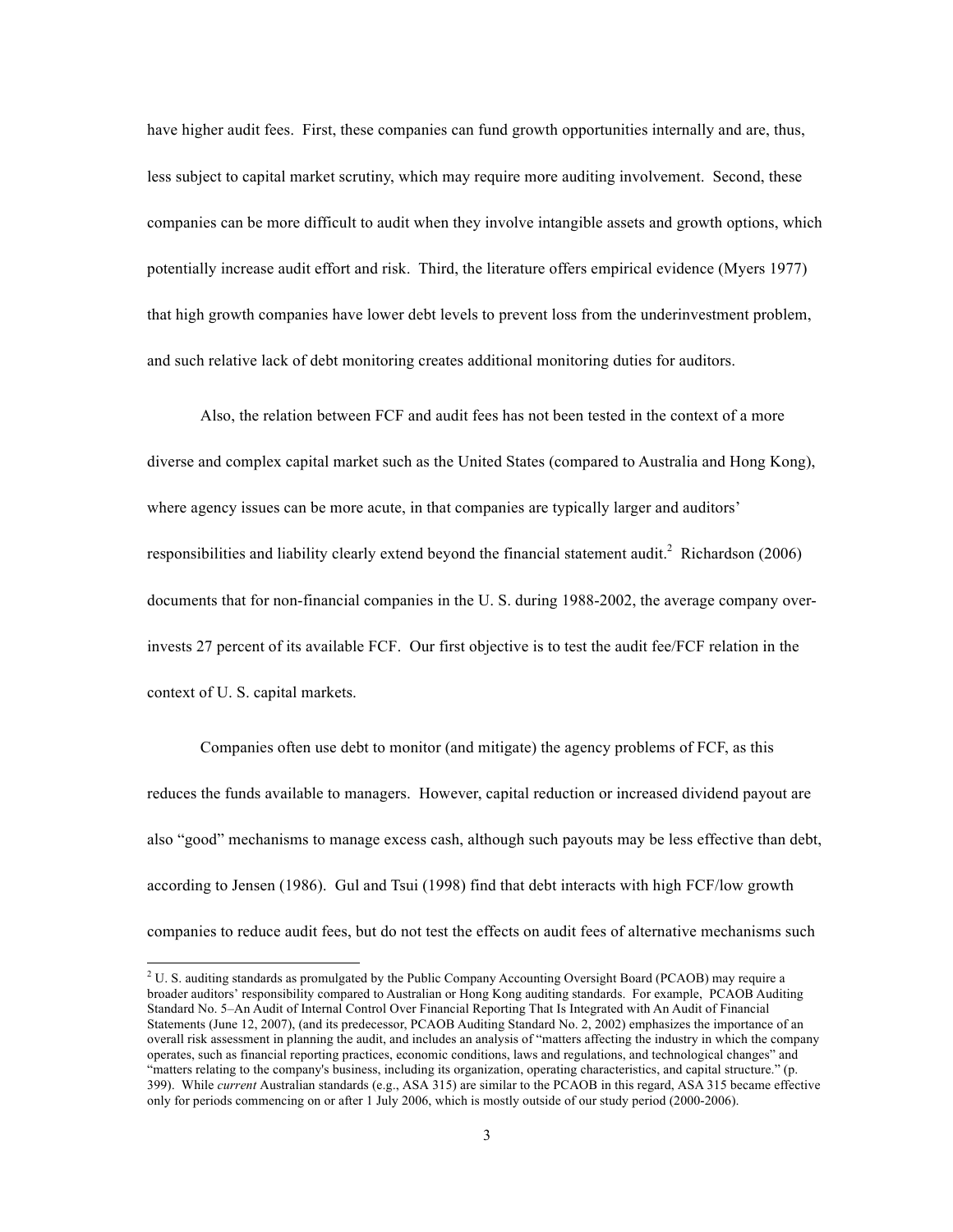have higher audit fees. First, these companies can fund growth opportunities internally and are, thus, less subject to capital market scrutiny, which may require more auditing involvement. Second, these companies can be more difficult to audit when they involve intangible assets and growth options, which potentially increase audit effort and risk. Third, the literature offers empirical evidence (Myers 1977) that high growth companies have lower debt levels to prevent loss from the underinvestment problem, and such relative lack of debt monitoring creates additional monitoring duties for auditors.

Also, the relation between FCF and audit fees has not been tested in the context of a more diverse and complex capital market such as the United States (compared to Australia and Hong Kong), where agency issues can be more acute, in that companies are typically larger and auditors' responsibilities and liability clearly extend beyond the financial statement audit.[2] Richardson (2006) documents that for non-financial companies in the U. S. during 1988-2002, the average company over-invests 27 percent of its available FCF. Our first objective is to test the audit fee/FCF relation in the context of U. S. capital markets.

Companies often use debt to monitor (and mitigate) the agency problems of FCF, as this reduces the funds available to managers. However, capital reduction or increased dividend payout are also "good" mechanisms to manage excess cash, although such payouts may be less effective than debt, according to Jensen (1986). Gul and Tsui (1998) find that debt interacts with high FCF/low growth companies to reduce audit fees, but do not test the effects on audit fees of alternative mechanisms such

---

[2] U. S. auditing standards as promulgated by the Public Company Accounting Oversight Board (PCAOB) may require a broader auditors' responsibility compared to Australian or Hong Kong auditing standards. For example, PCAOB Auditing Standard No. 5–An Audit of Internal Control Over Financial Reporting That Is Integrated with An Audit of Financial Statements (June 12, 2007), (and its predecessor, PCAOB Auditing Standard No. 2, 2002) emphasizes the importance of an overall risk assessment in planning the audit, and includes an analysis of "matters affecting the industry in which the company operates, such as financial reporting practices, economic conditions, laws and regulations, and technological changes" and "matters relating to the company's business, including its organization, operating characteristics, and capital structure." (p. 399). While *current* Australian standards (e.g., ASA 315) are similar to the PCAOB in this regard, ASA 315 became effective only for periods commencing on or after 1 July 2006, which is mostly outside of our study period (2000-2006).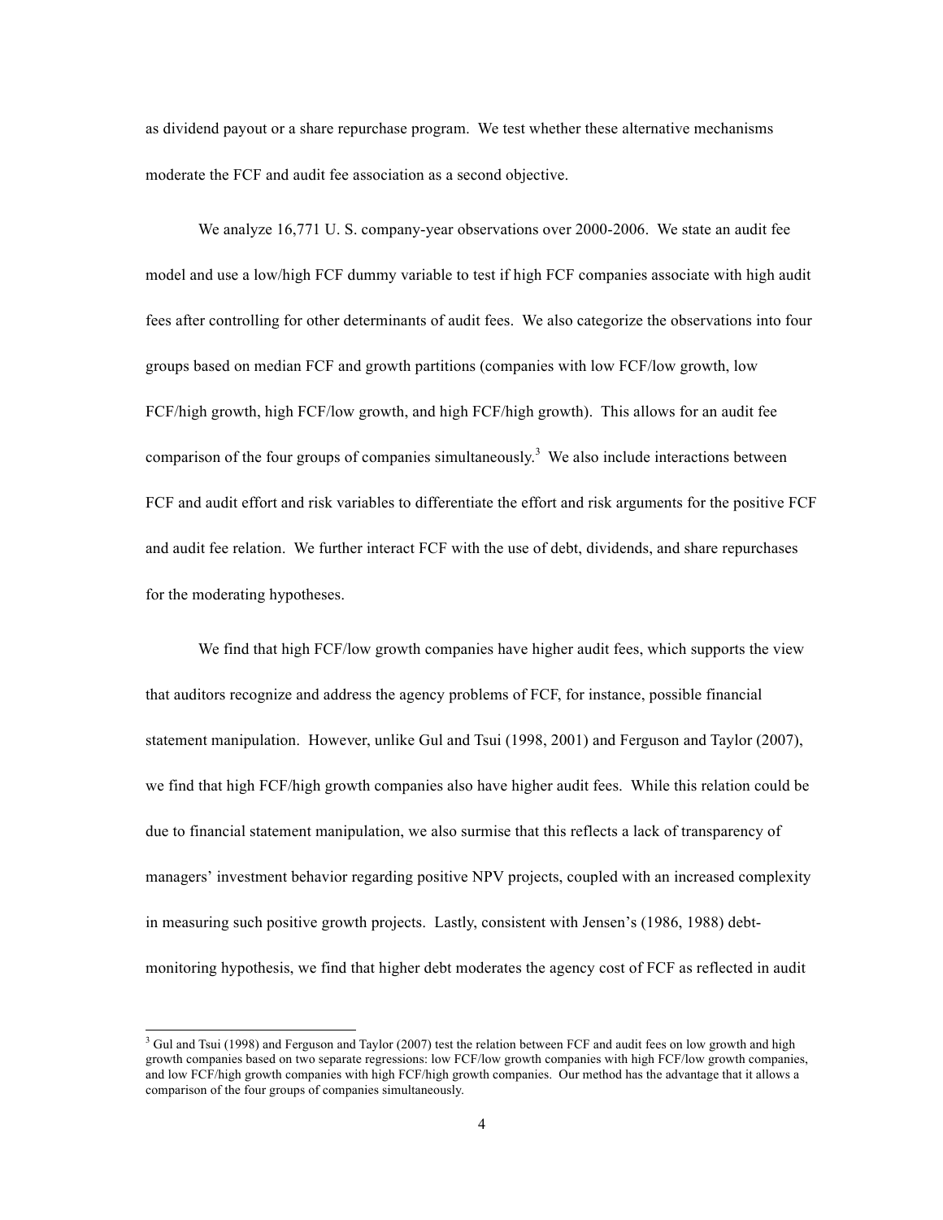as dividend payout or a share repurchase program. We test whether these alternative mechanisms moderate the FCF and audit fee association as a second objective.

We analyze 16,771 U. S. company-year observations over 2000-2006. We state an audit fee model and use a low/high FCF dummy variable to test if high FCF companies associate with high audit fees after controlling for other determinants of audit fees. We also categorize the observations into four groups based on median FCF and growth partitions (companies with low FCF/low growth, low FCF/high growth, high FCF/low growth, and high FCF/high growth). This allows for an audit fee comparison of the four groups of companies simultaneously.[3] We also include interactions between FCF and audit effort and risk variables to differentiate the effort and risk arguments for the positive FCF and audit fee relation. We further interact FCF with the use of debt, dividends, and share repurchases for the moderating hypotheses.

We find that high FCF/low growth companies have higher audit fees, which supports the view that auditors recognize and address the agency problems of FCF, for instance, possible financial statement manipulation. However, unlike Gul and Tsui (1998, 2001) and Ferguson and Taylor (2007), we find that high FCF/high growth companies also have higher audit fees. While this relation could be due to financial statement manipulation, we also surmise that this reflects a lack of transparency of managers' investment behavior regarding positive NPV projects, coupled with an increased complexity in measuring such positive growth projects. Lastly, consistent with Jensen's (1986, 1988) debt-monitoring hypothesis, we find that higher debt moderates the agency cost of FCF as reflected in audit

[3] Gul and Tsui (1998) and Ferguson and Taylor (2007) test the relation between FCF and audit fees on low growth and high growth companies based on two separate regressions: low FCF/low growth companies with high FCF/low growth companies, and low FCF/high growth companies with high FCF/high growth companies. Our method has the advantage that it allows a comparison of the four groups of companies simultaneously.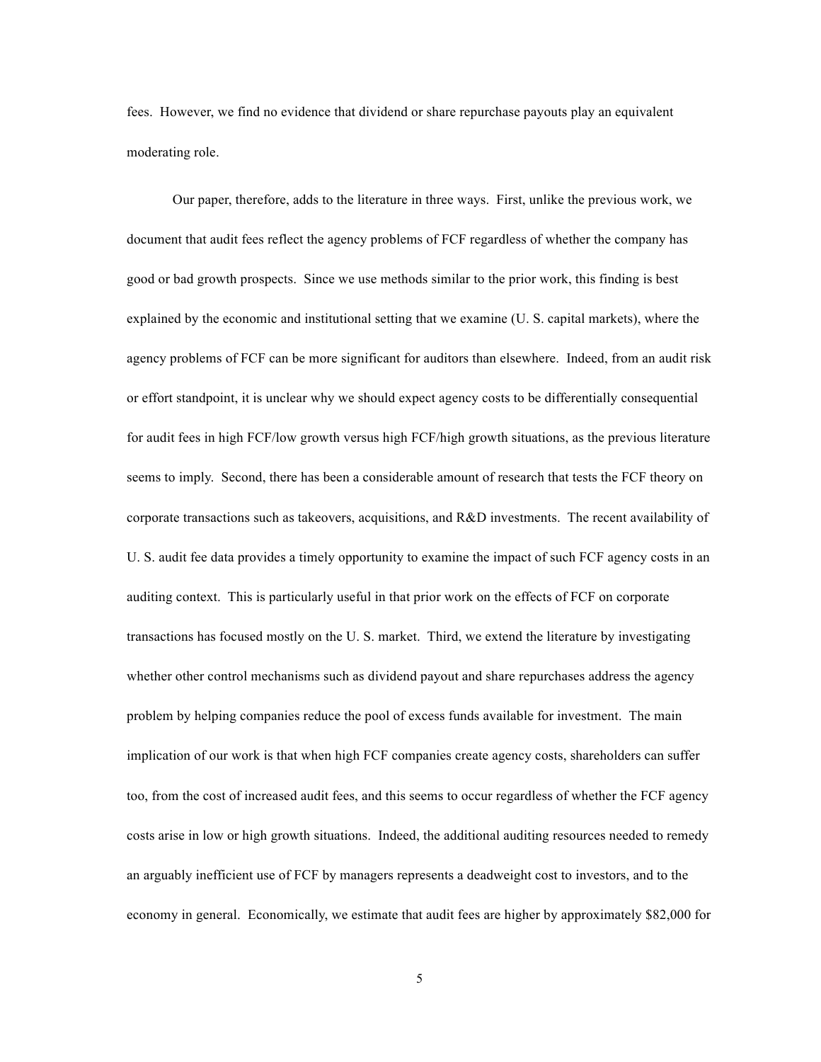fees. However, we find no evidence that dividend or share repurchase payouts play an equivalent moderating role.

Our paper, therefore, adds to the literature in three ways. First, unlike the previous work, we document that audit fees reflect the agency problems of FCF regardless of whether the company has good or bad growth prospects. Since we use methods similar to the prior work, this finding is best explained by the economic and institutional setting that we examine (U. S. capital markets), where the agency problems of FCF can be more significant for auditors than elsewhere. Indeed, from an audit risk or effort standpoint, it is unclear why we should expect agency costs to be differentially consequential for audit fees in high FCF/low growth versus high FCF/high growth situations, as the previous literature seems to imply. Second, there has been a considerable amount of research that tests the FCF theory on corporate transactions such as takeovers, acquisitions, and R&D investments. The recent availability of U. S. audit fee data provides a timely opportunity to examine the impact of such FCF agency costs in an auditing context. This is particularly useful in that prior work on the effects of FCF on corporate transactions has focused mostly on the U. S. market. Third, we extend the literature by investigating whether other control mechanisms such as dividend payout and share repurchases address the agency problem by helping companies reduce the pool of excess funds available for investment. The main implication of our work is that when high FCF companies create agency costs, shareholders can suffer too, from the cost of increased audit fees, and this seems to occur regardless of whether the FCF agency costs arise in low or high growth situations. Indeed, the additional auditing resources needed to remedy an arguably inefficient use of FCF by managers represents a deadweight cost to investors, and to the economy in general. Economically, we estimate that audit fees are higher by approximately $82,000 for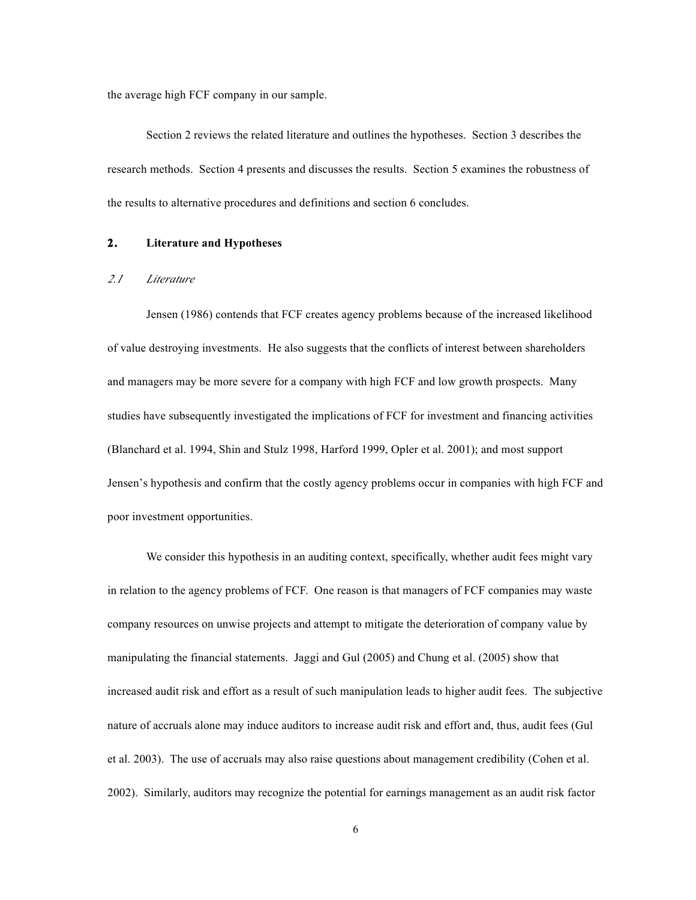the average high FCF company in our sample.

Section 2 reviews the related literature and outlines the hypotheses. Section 3 describes the research methods. Section 4 presents and discusses the results. Section 5 examines the robustness of the results to alternative procedures and definitions and section 6 concludes.

## 2. Literature and Hypotheses

### *2.1 Literature*

Jensen (1986) contends that FCF creates agency problems because of the increased likelihood of value destroying investments. He also suggests that the conflicts of interest between shareholders and managers may be more severe for a company with high FCF and low growth prospects. Many studies have subsequently investigated the implications of FCF for investment and financing activities (Blanchard et al. 1994, Shin and Stulz 1998, Harford 1999, Opler et al. 2001); and most support Jensen's hypothesis and confirm that the costly agency problems occur in companies with high FCF and poor investment opportunities.

We consider this hypothesis in an auditing context, specifically, whether audit fees might vary in relation to the agency problems of FCF. One reason is that managers of FCF companies may waste company resources on unwise projects and attempt to mitigate the deterioration of company value by manipulating the financial statements. Jaggi and Gul (2005) and Chung et al. (2005) show that increased audit risk and effort as a result of such manipulation leads to higher audit fees. The subjective nature of accruals alone may induce auditors to increase audit risk and effort and, thus, audit fees (Gul et al. 2003). The use of accruals may also raise questions about management credibility (Cohen et al. 2002). Similarly, auditors may recognize the potential for earnings management as an audit risk factor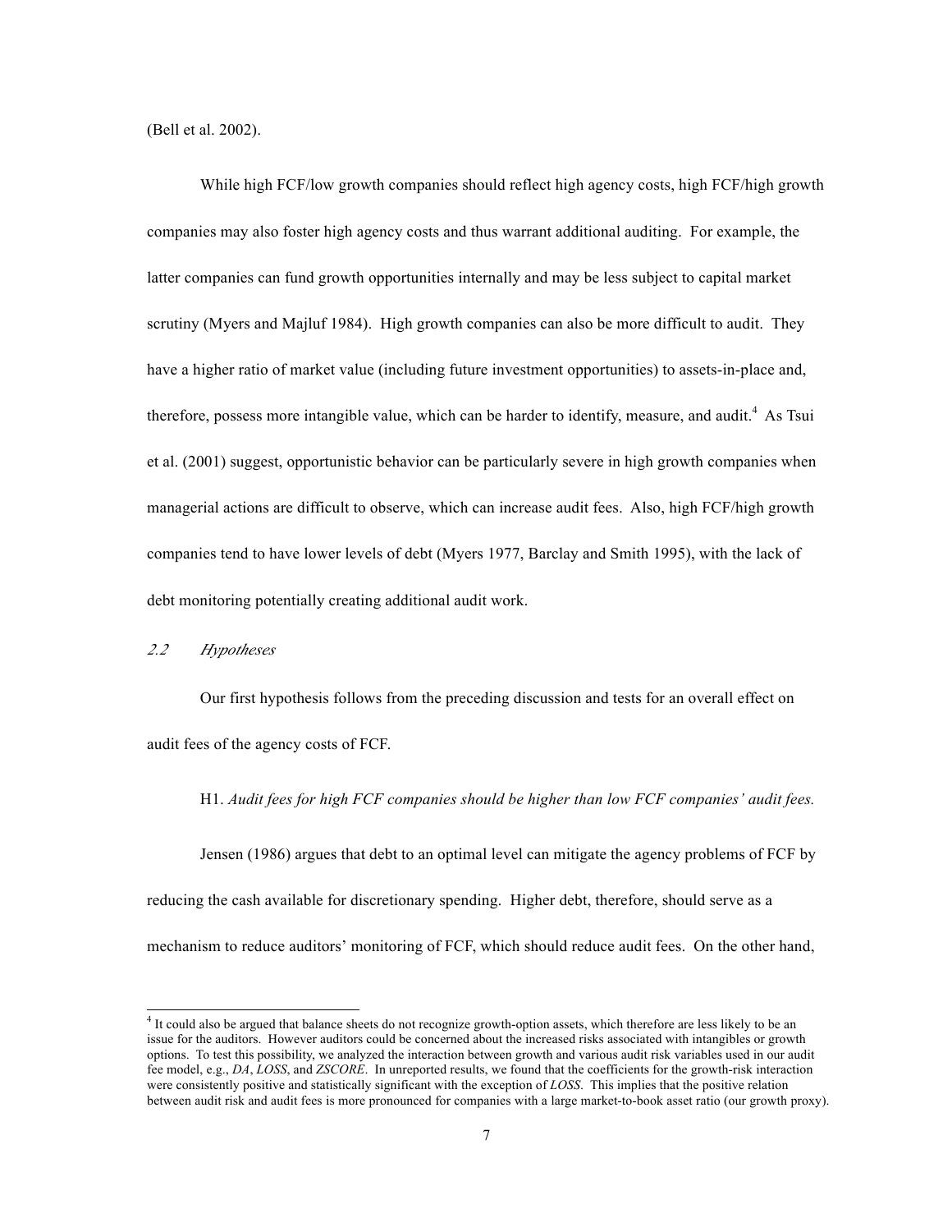(Bell et al. 2002).

While high FCF/low growth companies should reflect high agency costs, high FCF/high growth companies may also foster high agency costs and thus warrant additional auditing. For example, the latter companies can fund growth opportunities internally and may be less subject to capital market scrutiny (Myers and Majluf 1984). High growth companies can also be more difficult to audit. They have a higher ratio of market value (including future investment opportunities) to assets-in-place and, therefore, possess more intangible value, which can be harder to identify, measure, and audit.[4] As Tsui et al. (2001) suggest, opportunistic behavior can be particularly severe in high growth companies when managerial actions are difficult to observe, which can increase audit fees. Also, high FCF/high growth companies tend to have lower levels of debt (Myers 1977, Barclay and Smith 1995), with the lack of debt monitoring potentially creating additional audit work.

### *2.2 Hypotheses*

Our first hypothesis follows from the preceding discussion and tests for an overall effect on audit fees of the agency costs of FCF.

H1. *Audit fees for high FCF companies should be higher than low FCF companies' audit fees.*

Jensen (1986) argues that debt to an optimal level can mitigate the agency problems of FCF by reducing the cash available for discretionary spending. Higher debt, therefore, should serve as a mechanism to reduce auditors' monitoring of FCF, which should reduce audit fees. On the other hand,

---

[4] It could also be argued that balance sheets do not recognize growth-option assets, which therefore are less likely to be an issue for the auditors. However auditors could be concerned about the increased risks associated with intangibles or growth options. To test this possibility, we analyzed the interaction between growth and various audit risk variables used in our audit fee model, e.g., *DA*, *LOSS*, and *ZSCORE*. In unreported results, we found that the coefficients for the growth-risk interaction were consistently positive and statistically significant with the exception of *LOSS*. This implies that the positive relation between audit risk and audit fees is more pronounced for companies with a large market-to-book asset ratio (our growth proxy).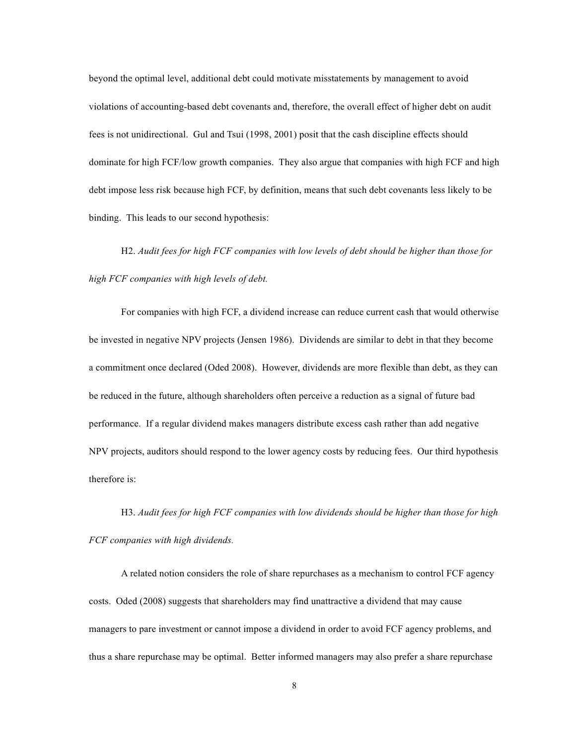beyond the optimal level, additional debt could motivate misstatements by management to avoid violations of accounting-based debt covenants and, therefore, the overall effect of higher debt on audit fees is not unidirectional. Gul and Tsui (1998, 2001) posit that the cash discipline effects should dominate for high FCF/low growth companies. They also argue that companies with high FCF and high debt impose less risk because high FCF, by definition, means that such debt covenants less likely to be binding. This leads to our second hypothesis:

H2. *Audit fees for high FCF companies with low levels of debt should be higher than those for high FCF companies with high levels of debt.*

For companies with high FCF, a dividend increase can reduce current cash that would otherwise be invested in negative NPV projects (Jensen 1986). Dividends are similar to debt in that they become a commitment once declared (Oded 2008). However, dividends are more flexible than debt, as they can be reduced in the future, although shareholders often perceive a reduction as a signal of future bad performance. If a regular dividend makes managers distribute excess cash rather than add negative NPV projects, auditors should respond to the lower agency costs by reducing fees. Our third hypothesis therefore is:

H3. *Audit fees for high FCF companies with low dividends should be higher than those for high FCF companies with high dividends.*

A related notion considers the role of share repurchases as a mechanism to control FCF agency costs. Oded (2008) suggests that shareholders may find unattractive a dividend that may cause managers to pare investment or cannot impose a dividend in order to avoid FCF agency problems, and thus a share repurchase may be optimal. Better informed managers may also prefer a share repurchase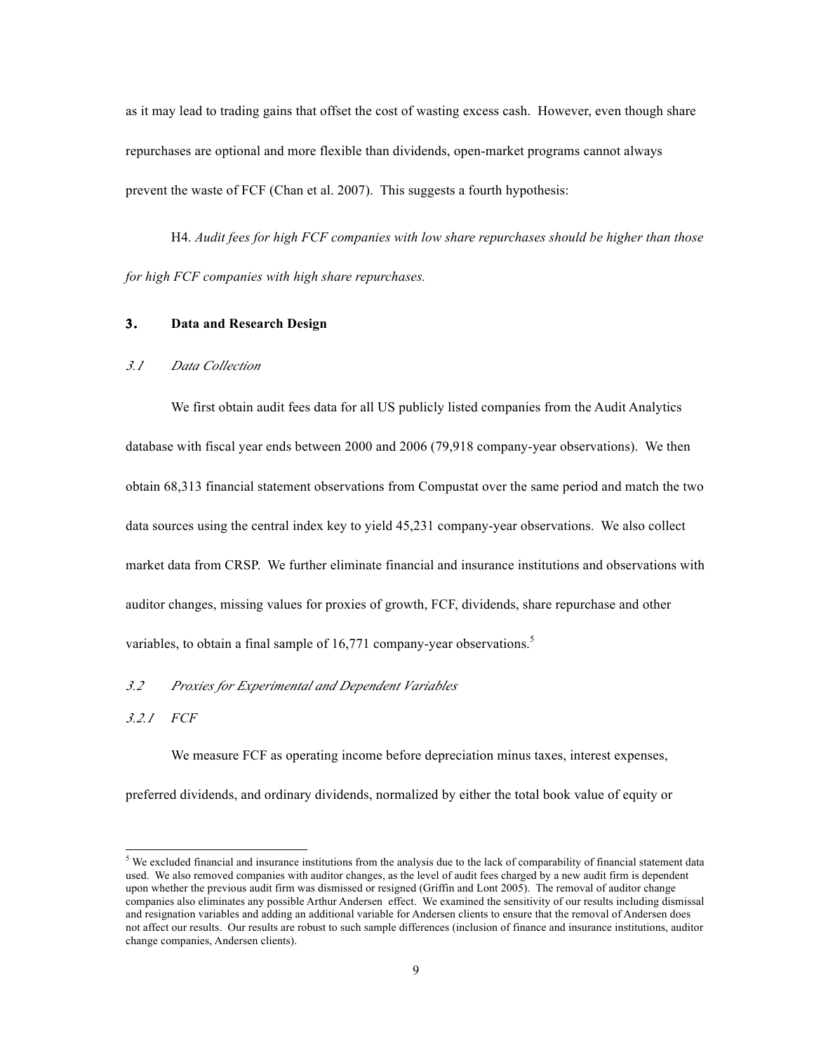as it may lead to trading gains that offset the cost of wasting excess cash. However, even though share repurchases are optional and more flexible than dividends, open-market programs cannot always prevent the waste of FCF (Chan et al. 2007). This suggests a fourth hypothesis:

H4. *Audit fees for high FCF companies with low share repurchases should be higher than those for high FCF companies with high share repurchases.*

## 3. Data and Research Design

### *3.1 Data Collection*

We first obtain audit fees data for all US publicly listed companies from the Audit Analytics database with fiscal year ends between 2000 and 2006 (79,918 company-year observations). We then obtain 68,313 financial statement observations from Compustat over the same period and match the two data sources using the central index key to yield 45,231 company-year observations. We also collect market data from CRSP. We further eliminate financial and insurance institutions and observations with auditor changes, missing values for proxies of growth, FCF, dividends, share repurchase and other variables, to obtain a final sample of 16,771 company-year observations.[5]

### *3.2 Proxies for Experimental and Dependent Variables*

#### *3.2.1 FCF*

We measure FCF as operating income before depreciation minus taxes, interest expenses, preferred dividends, and ordinary dividends, normalized by either the total book value of equity or

[5] We excluded financial and insurance institutions from the analysis due to the lack of comparability of financial statement data used. We also removed companies with auditor changes, as the level of audit fees charged by a new audit firm is dependent upon whether the previous audit firm was dismissed or resigned (Griffin and Lont 2005). The removal of auditor change companies also eliminates any possible Arthur Andersen effect. We examined the sensitivity of our results including dismissal and resignation variables and adding an additional variable for Andersen clients to ensure that the removal of Andersen does not affect our results. Our results are robust to such sample differences (inclusion of finance and insurance institutions, auditor change companies, Andersen clients).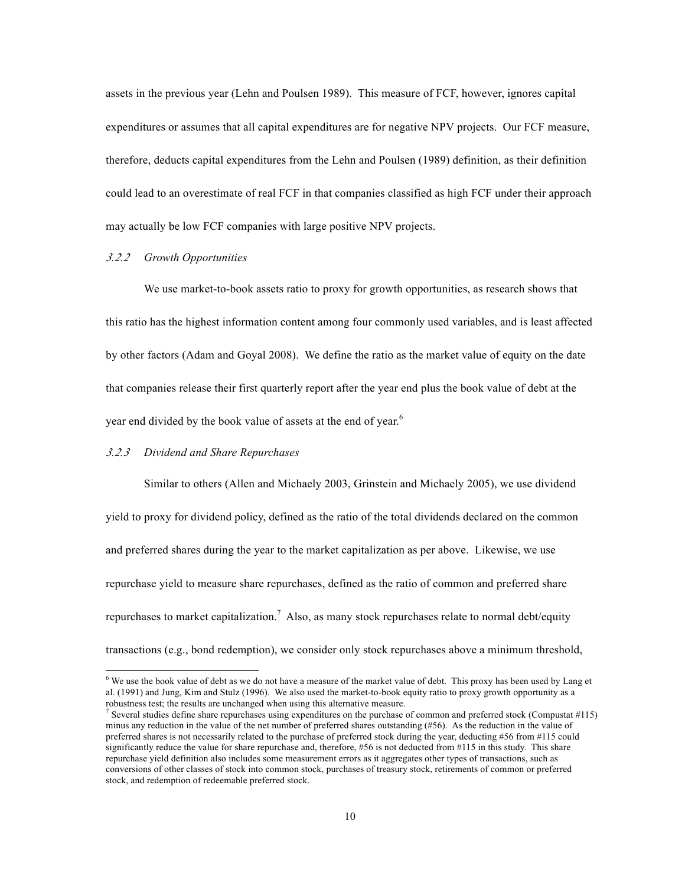assets in the previous year (Lehn and Poulsen 1989). This measure of FCF, however, ignores capital expenditures or assumes that all capital expenditures are for negative NPV projects. Our FCF measure, therefore, deducts capital expenditures from the Lehn and Poulsen (1989) definition, as their definition could lead to an overestimate of real FCF in that companies classified as high FCF under their approach may actually be low FCF companies with large positive NPV projects.

### *3.2.2 Growth Opportunities*

We use market-to-book assets ratio to proxy for growth opportunities, as research shows that this ratio has the highest information content among four commonly used variables, and is least affected by other factors (Adam and Goyal 2008). We define the ratio as the market value of equity on the date that companies release their first quarterly report after the year end plus the book value of debt at the year end divided by the book value of assets at the end of year.[6]

### *3.2.3 Dividend and Share Repurchases*

Similar to others (Allen and Michaely 2003, Grinstein and Michaely 2005), we use dividend yield to proxy for dividend policy, defined as the ratio of the total dividends declared on the common and preferred shares during the year to the market capitalization as per above. Likewise, we use repurchase yield to measure share repurchases, defined as the ratio of common and preferred share repurchases to market capitalization.[7] Also, as many stock repurchases relate to normal debt/equity transactions (e.g., bond redemption), we consider only stock repurchases above a minimum threshold,

---

[6] We use the book value of debt as we do not have a measure of the market value of debt. This proxy has been used by Lang et al. (1991) and Jung, Kim and Stulz (1996). We also used the market-to-book equity ratio to proxy growth opportunity as a robustness test; the results are unchanged when using this alternative measure.

[7] Several studies define share repurchases using expenditures on the purchase of common and preferred stock (Compustat #115) minus any reduction in the value of the net number of preferred shares outstanding (#56). As the reduction in the value of preferred shares is not necessarily related to the purchase of preferred stock during the year, deducting #56 from #115 could significantly reduce the value for share repurchase and, therefore, #56 is not deducted from #115 in this study. This share repurchase yield definition also includes some measurement errors as it aggregates other types of transactions, such as conversions of other classes of stock into common stock, purchases of treasury stock, retirements of common or preferred stock, and redemption of redeemable preferred stock.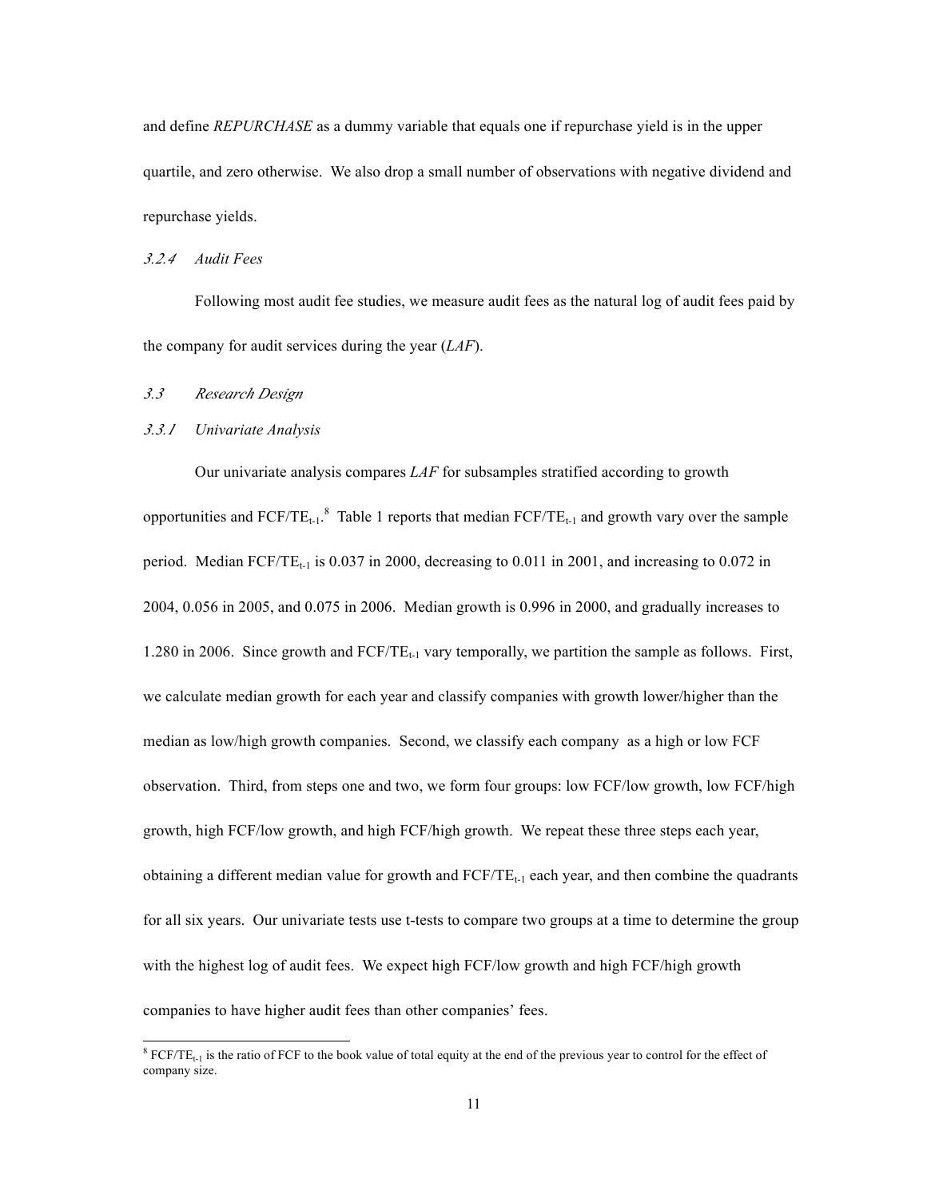and define *REPURCHASE* as a dummy variable that equals one if repurchase yield is in the upper quartile, and zero otherwise. We also drop a small number of observations with negative dividend and repurchase yields.

#### *3.2.4 Audit Fees*

Following most audit fee studies, we measure audit fees as the natural log of audit fees paid by the company for audit services during the year (*LAF*).

### *3.3 Research Design*

#### *3.3.1 Univariate Analysis*

Our univariate analysis compares *LAF* for subsamples stratified according to growth opportunities and $FCF/TE_{t-1}$.[8] Table 1 reports that median $FCF/TE_{t-1}$ and growth vary over the sample period. Median $FCF/TE_{t-1}$ is 0.037 in 2000, decreasing to 0.011 in 2001, and increasing to 0.072 in 2004, 0.056 in 2005, and 0.075 in 2006. Median growth is 0.996 in 2000, and gradually increases to 1.280 in 2006. Since growth and $FCF/TE_{t-1}$ vary temporally, we partition the sample as follows. First, we calculate median growth for each year and classify companies with growth lower/higher than the median as low/high growth companies. Second, we classify each company as a high or low FCF observation. Third, from steps one and two, we form four groups: low FCF/low growth, low FCF/high growth, high FCF/low growth, and high FCF/high growth. We repeat these three steps each year, obtaining a different median value for growth and $FCF/TE_{t-1}$ each year, and then combine the quadrants for all six years. Our univariate tests use t-tests to compare two groups at a time to determine the group with the highest log of audit fees. We expect high FCF/low growth and high FCF/high growth companies to have higher audit fees than other companies' fees.

[8] $FCF/TE_{t-1}$ is the ratio of FCF to the book value of total equity at the end of the previous year to control for the effect of company size.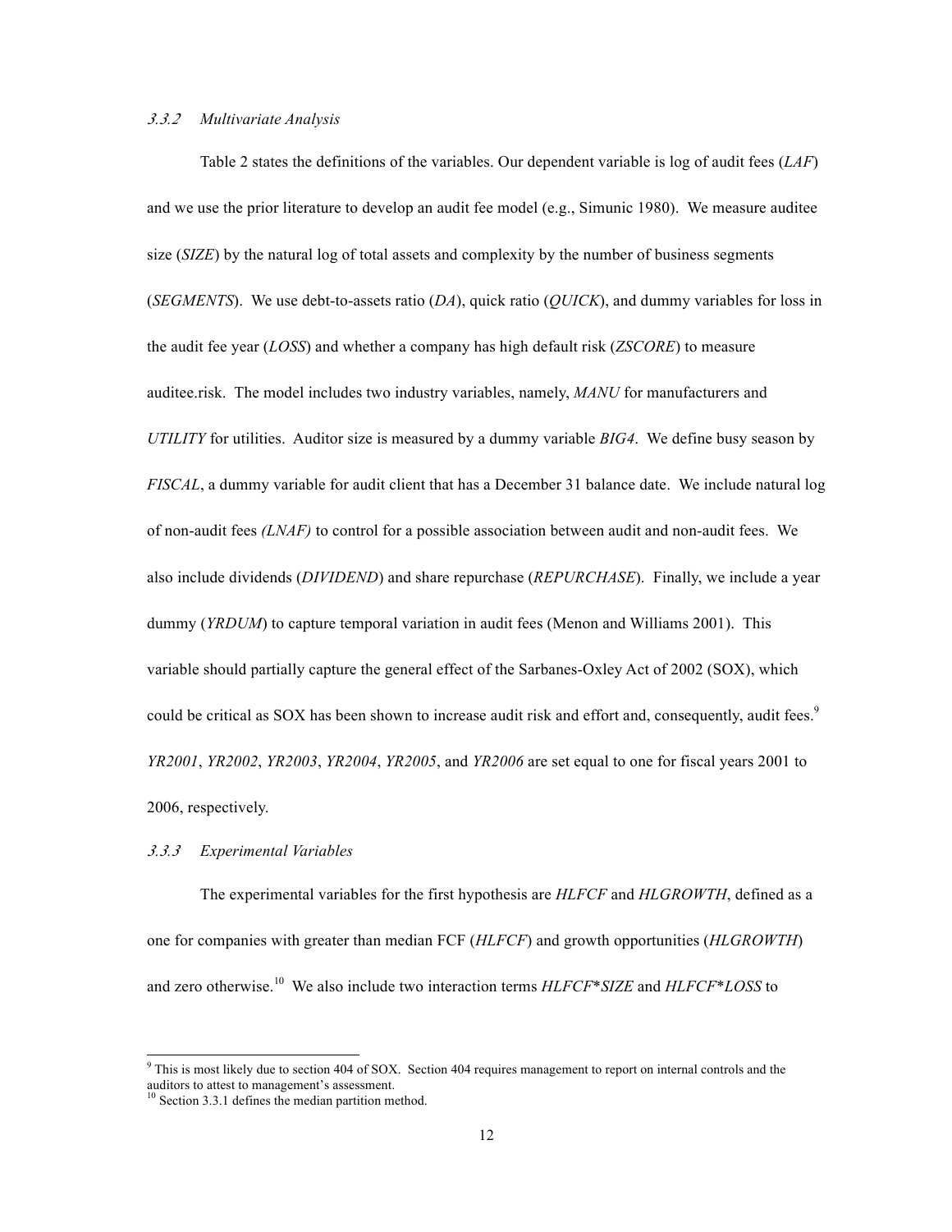### *3.3.2 Multivariate Analysis*

Table 2 states the definitions of the variables. Our dependent variable is log of audit fees (*LAF*) and we use the prior literature to develop an audit fee model (e.g., Simunic 1980). We measure auditee size (*SIZE*) by the natural log of total assets and complexity by the number of business segments (*SEGMENTS*). We use debt-to-assets ratio (*DA*), quick ratio (*QUICK*), and dummy variables for loss in the audit fee year (*LOSS*) and whether a company has high default risk (*ZSCORE*) to measure auditee.risk. The model includes two industry variables, namely, *MANU* for manufacturers and *UTILITY* for utilities. Auditor size is measured by a dummy variable *BIG4*. We define busy season by *FISCAL*, a dummy variable for audit client that has a December 31 balance date. We include natural log of non-audit fees *(LNAF)* to control for a possible association between audit and non-audit fees. We also include dividends (*DIVIDEND*) and share repurchase (*REPURCHASE*). Finally, we include a year dummy (*YRDUM*) to capture temporal variation in audit fees (Menon and Williams 2001). This variable should partially capture the general effect of the Sarbanes-Oxley Act of 2002 (SOX), which could be critical as SOX has been shown to increase audit risk and effort and, consequently, audit fees.[9] *YR2001*, *YR2002*, *YR2003*, *YR2004*, *YR2005*, and *YR2006* are set equal to one for fiscal years 2001 to 2006, respectively.

### *3.3.3 Experimental Variables*

The experimental variables for the first hypothesis are *HLFCF* and *HLGROWTH*, defined as a one for companies with greater than median FCF (*HLFCF*) and growth opportunities (*HLGROWTH*) and zero otherwise.[10] We also include two interaction terms *HLFCF*\*SIZE* and *HLFCF*\*LOSS* to

---

[9] This is most likely due to section 404 of SOX. Section 404 requires management to report on internal controls and the auditors to attest to management's assessment.

[10] Section 3.3.1 defines the median partition method.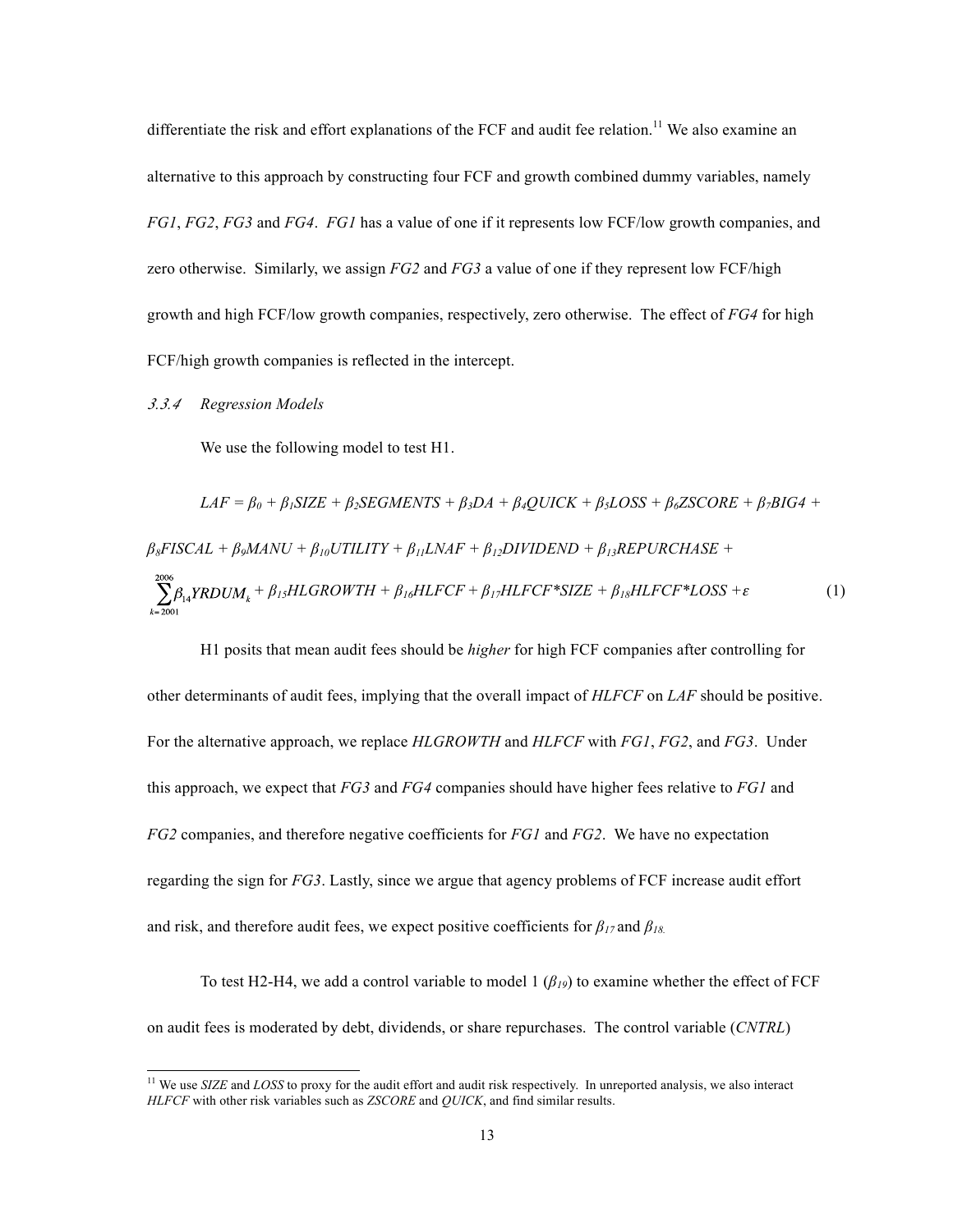differentiate the risk and effort explanations of the FCF and audit fee relation.[11] We also examine an alternative to this approach by constructing four FCF and growth combined dummy variables, namely *FG1*, *FG2*, *FG3* and *FG4*. *FG1* has a value of one if it represents low FCF/low growth companies, and zero otherwise. Similarly, we assign *FG2* and *FG3* a value of one if they represent low FCF/high growth and high FCF/low growth companies, respectively, zero otherwise. The effect of *FG4* for high FCF/high growth companies is reflected in the intercept.

*3.3.4 Regression Models*

We use the following model to test H1.

$$LAF = \beta_0 + \beta_1 SIZE + \beta_2 SEGMENTS + \beta_3 DA + \beta_4 QUICK + \beta_5 LOSS + \beta_6 ZSCORE + \beta_7 BIG4 + \beta_8 FISCAL + \beta_9 MANU + \beta_{10} UTILITY + \beta_{11} LNAF + \beta_{12} DIVIDEND + \beta_{13} REPURCHASE + \sum_{k=2001}^{2006} \beta_{14} YRDUM_k + \beta_{15} HLGROWTH + \beta_{16} HLFCF + \beta_{17} HLFCF*SIZE + \beta_{18} HLFCF*LOSS + \varepsilon \quad (1)$$

H1 posits that mean audit fees should be *higher* for high FCF companies after controlling for other determinants of audit fees, implying that the overall impact of *HLFCF* on *LAF* should be positive. For the alternative approach, we replace *HLGROWTH* and *HLFCF* with *FG1*, *FG2*, and *FG3*. Under this approach, we expect that *FG3* and *FG4* companies should have higher fees relative to *FG1* and *FG2* companies, and therefore negative coefficients for *FG1* and *FG2*. We have no expectation regarding the sign for *FG3*. Lastly, since we argue that agency problems of FCF increase audit effort and risk, and therefore audit fees, we expect positive coefficients for $\beta_{17}$ and $\beta_{18}$.

To test H2-H4, we add a control variable to model 1 ($\beta_{19}$) to examine whether the effect of FCF on audit fees is moderated by debt, dividends, or share repurchases. The control variable (*CNTRL*)

[11] We use *SIZE* and *LOSS* to proxy for the audit effort and audit risk respectively. In unreported analysis, we also interact *HLFCF* with other risk variables such as *ZSCORE* and *QUICK*, and find similar results.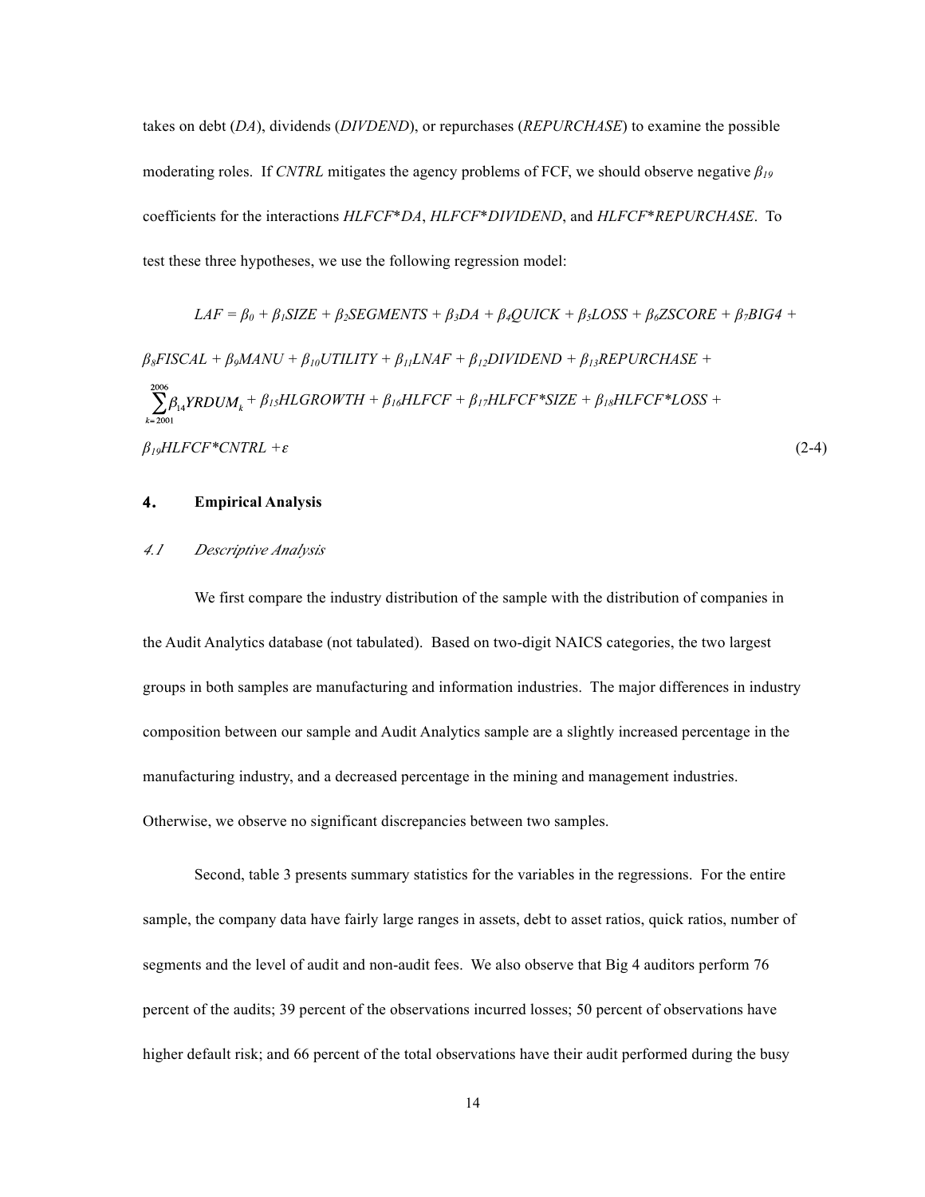takes on debt (*DA*), dividends (*DIVDEND*), or repurchases (*REPURCHASE*) to examine the possible moderating roles. If *CNTRL* mitigates the agency problems of FCF, we should observe negative $\beta_{19}$ coefficients for the interactions *HLFCF*\**DA*, *HLFCF*\**DIVIDEND*, and *HLFCF*\**REPURCHASE*. To test these three hypotheses, we use the following regression model:

$$LAF = \beta_0 + \beta_1 SIZE + \beta_2 SEGMENTS + \beta_3 DA + \beta_4 QUICK + \beta_5 LOSS + \beta_6 ZSCORE + \beta_7 BIG4 + \beta_8 FISCAL + \beta_9 MANU + \beta_{10} UTILITY + \beta_{11} LNAF + \beta_{12} DIVIDEND + \beta_{13} REPURCHASE + \sum_{k=2001}^{2006} \beta_{14} YRDUM_k + \beta_{15} HLGROWTH + \beta_{16} HLFCF + \beta_{17} HLFCF{*}SIZE + \beta_{18} HLFCF{*}LOSS + \beta_{19} HLFCF{*}CNTRL + \varepsilon \quad (2\text{-}4)$$

## 4. Empirical Analysis

### *4.1 Descriptive Analysis*

We first compare the industry distribution of the sample with the distribution of companies in the Audit Analytics database (not tabulated). Based on two-digit NAICS categories, the two largest groups in both samples are manufacturing and information industries. The major differences in industry composition between our sample and Audit Analytics sample are a slightly increased percentage in the manufacturing industry, and a decreased percentage in the mining and management industries. Otherwise, we observe no significant discrepancies between two samples.

Second, table 3 presents summary statistics for the variables in the regressions. For the entire sample, the company data have fairly large ranges in assets, debt to asset ratios, quick ratios, number of segments and the level of audit and non-audit fees. We also observe that Big 4 auditors perform 76 percent of the audits; 39 percent of the observations incurred losses; 50 percent of observations have higher default risk; and 66 percent of the total observations have their audit performed during the busy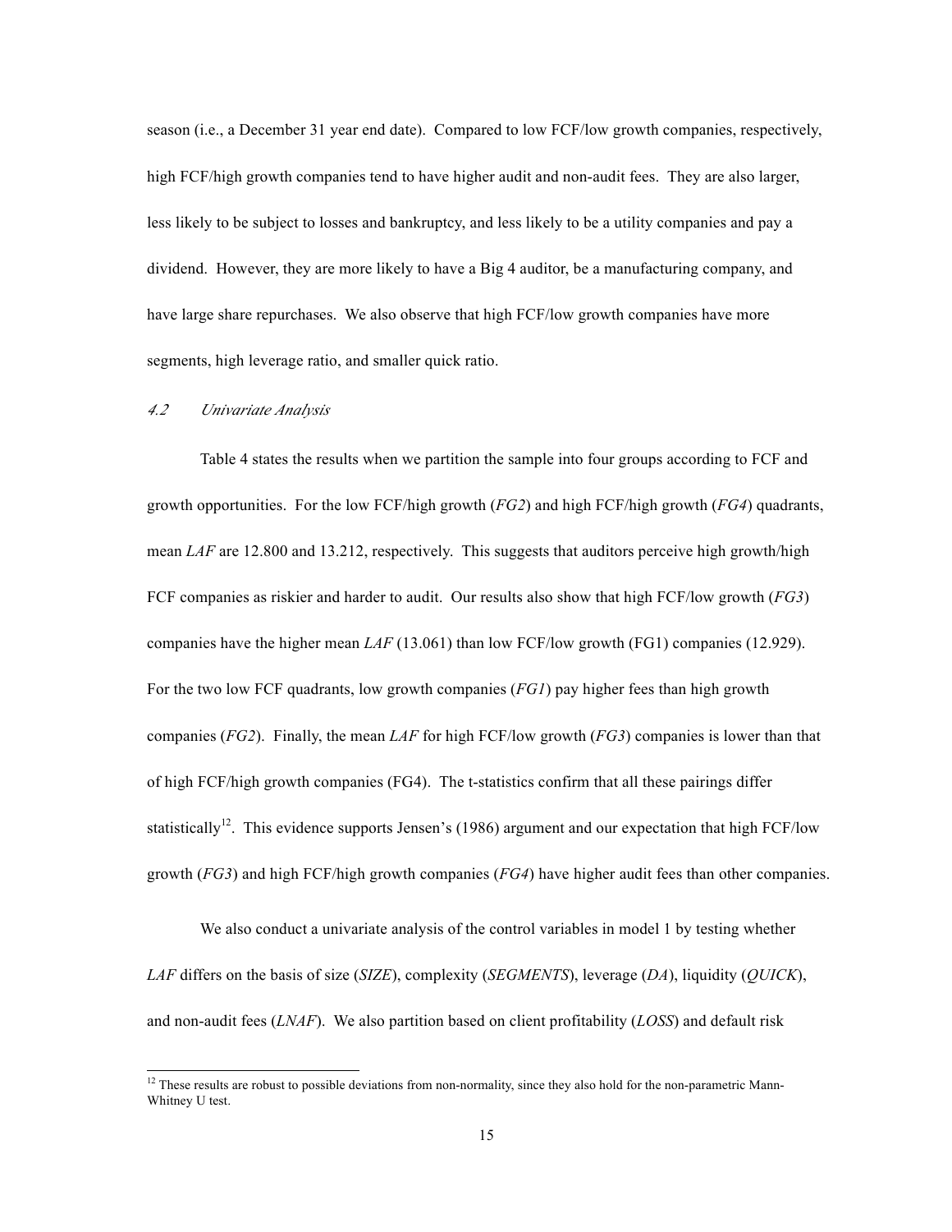season (i.e., a December 31 year end date). Compared to low FCF/low growth companies, respectively, high FCF/high growth companies tend to have higher audit and non-audit fees. They are also larger, less likely to be subject to losses and bankruptcy, and less likely to be a utility companies and pay a dividend. However, they are more likely to have a Big 4 auditor, be a manufacturing company, and have large share repurchases. We also observe that high FCF/low growth companies have more segments, high leverage ratio, and smaller quick ratio.

### *4.2 Univariate Analysis*

Table 4 states the results when we partition the sample into four groups according to FCF and growth opportunities. For the low FCF/high growth (*FG2*) and high FCF/high growth (*FG4*) quadrants, mean *LAF* are 12.800 and 13.212, respectively. This suggests that auditors perceive high growth/high FCF companies as riskier and harder to audit. Our results also show that high FCF/low growth (*FG3*) companies have the higher mean *LAF* (13.061) than low FCF/low growth (FG1) companies (12.929). For the two low FCF quadrants, low growth companies (*FG1*) pay higher fees than high growth companies (*FG2*). Finally, the mean *LAF* for high FCF/low growth (*FG3*) companies is lower than that of high FCF/high growth companies (FG4). The t-statistics confirm that all these pairings differ statistically[12]. This evidence supports Jensen's (1986) argument and our expectation that high FCF/low growth (*FG3*) and high FCF/high growth companies (*FG4*) have higher audit fees than other companies.

We also conduct a univariate analysis of the control variables in model 1 by testing whether *LAF* differs on the basis of size (*SIZE*), complexity (*SEGMENTS*), leverage (*DA*), liquidity (*QUICK*), and non-audit fees (*LNAF*). We also partition based on client profitability (*LOSS*) and default risk

[12] These results are robust to possible deviations from non-normality, since they also hold for the non-parametric Mann-Whitney U test.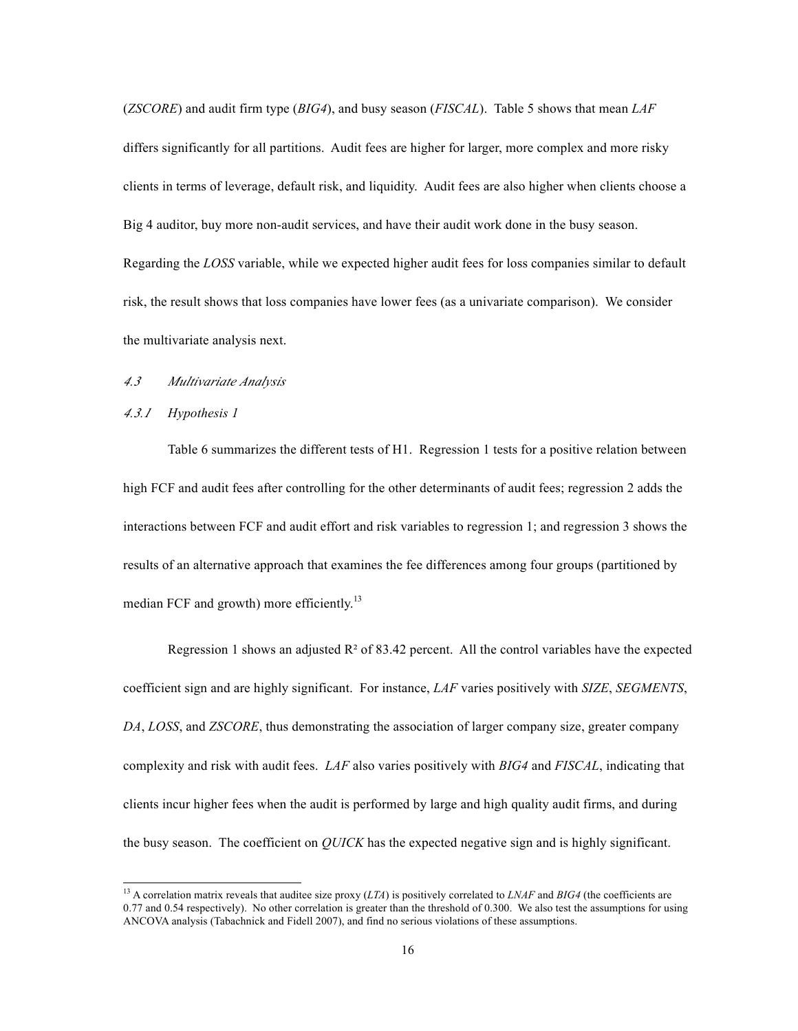(*ZSCORE*) and audit firm type (*BIG4*), and busy season (*FISCAL*). Table 5 shows that mean *LAF* differs significantly for all partitions. Audit fees are higher for larger, more complex and more risky clients in terms of leverage, default risk, and liquidity. Audit fees are also higher when clients choose a Big 4 auditor, buy more non-audit services, and have their audit work done in the busy season. Regarding the *LOSS* variable, while we expected higher audit fees for loss companies similar to default risk, the result shows that loss companies have lower fees (as a univariate comparison). We consider the multivariate analysis next.

### *4.3 Multivariate Analysis*

#### *4.3.1 Hypothesis 1*

Table 6 summarizes the different tests of H1. Regression 1 tests for a positive relation between high FCF and audit fees after controlling for the other determinants of audit fees; regression 2 adds the interactions between FCF and audit effort and risk variables to regression 1; and regression 3 shows the results of an alternative approach that examines the fee differences among four groups (partitioned by median FCF and growth) more efficiently.[13]

Regression 1 shows an adjusted $R^2$ of 83.42 percent. All the control variables have the expected coefficient sign and are highly significant. For instance, *LAF* varies positively with *SIZE*, *SEGMENTS*, *DA*, *LOSS*, and *ZSCORE*, thus demonstrating the association of larger company size, greater company complexity and risk with audit fees. *LAF* also varies positively with *BIG4* and *FISCAL*, indicating that clients incur higher fees when the audit is performed by large and high quality audit firms, and during the busy season. The coefficient on *QUICK* has the expected negative sign and is highly significant.

---

[13] A correlation matrix reveals that auditee size proxy (*LTA*) is positively correlated to *LNAF* and *BIG4* (the coefficients are 0.77 and 0.54 respectively). No other correlation is greater than the threshold of 0.300. We also test the assumptions for using ANCOVA analysis (Tabachnick and Fidell 2007), and find no serious violations of these assumptions.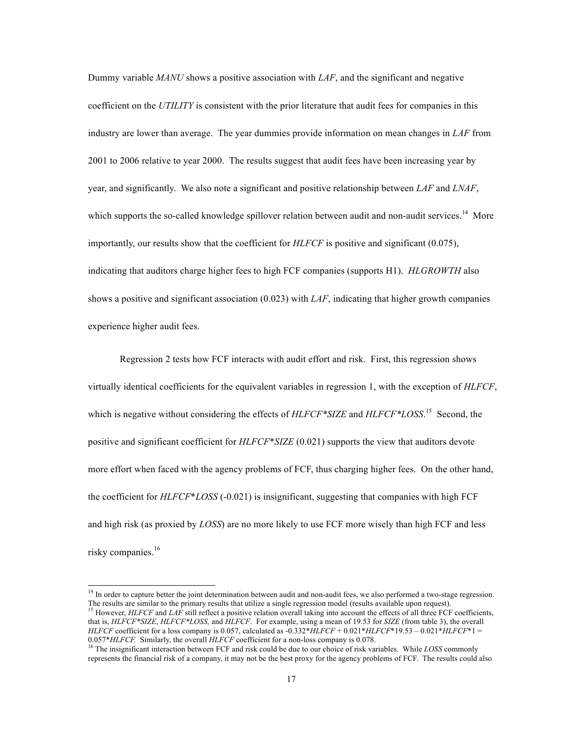Dummy variable *MANU* shows a positive association with *LAF*, and the significant and negative coefficient on the *UTILITY* is consistent with the prior literature that audit fees for companies in this industry are lower than average. The year dummies provide information on mean changes in *LAF* from 2001 to 2006 relative to year 2000. The results suggest that audit fees have been increasing year by year, and significantly. We also note a significant and positive relationship between *LAF* and *LNAF*, which supports the so-called knowledge spillover relation between audit and non-audit services.[14] More importantly, our results show that the coefficient for *HLFCF* is positive and significant (0.075), indicating that auditors charge higher fees to high FCF companies (supports H1). *HLGROWTH* also shows a positive and significant association (0.023) with *LAF*, indicating that higher growth companies experience higher audit fees.

Regression 2 tests how FCF interacts with audit effort and risk. First, this regression shows virtually identical coefficients for the equivalent variables in regression 1, with the exception of *HLFCF*, which is negative without considering the effects of *HLFCF\*SIZE* and *HLFCF\*LOSS*.[15] Second, the positive and significant coefficient for *HLFCF*\**SIZE* (0.021) supports the view that auditors devote more effort when faced with the agency problems of FCF, thus charging higher fees. On the other hand, the coefficient for *HLFCF*\**LOSS* (-0.021) is insignificant, suggesting that companies with high FCF and high risk (as proxied by *LOSS*) are no more likely to use FCF more wisely than high FCF and less risky companies.[16]

---

[14] In order to capture better the joint determination between audit and non-audit fees, we also performed a two-stage regression. The results are similar to the primary results that utilize a single regression model (results available upon request).

[15] However, *HLFCF* and *LAF* still reflect a positive relation overall taking into account the effects of all three FCF coefficients, that is, *HLFCF\*SIZE*, *HLFCF\*LOSS,* and *HLFCF*. For example, using a mean of 19.53 for *SIZE* (from table 3), the overall *HLFCF* coefficient for a loss company is 0.057, calculated as -0.332\**HLFCF* + 0.021\**HLFCF*\*19.53 – 0.021\**HLFCF*\*1 = 0.057\**HLFCF.* Similarly, the overall *HLFCF* coefficient for a non-loss company is 0.078.

[16] The insignificant interaction between FCF and risk could be due to our choice of risk variables. While *LOSS* commonly represents the financial risk of a company, it may not be the best proxy for the agency problems of FCF. The results could also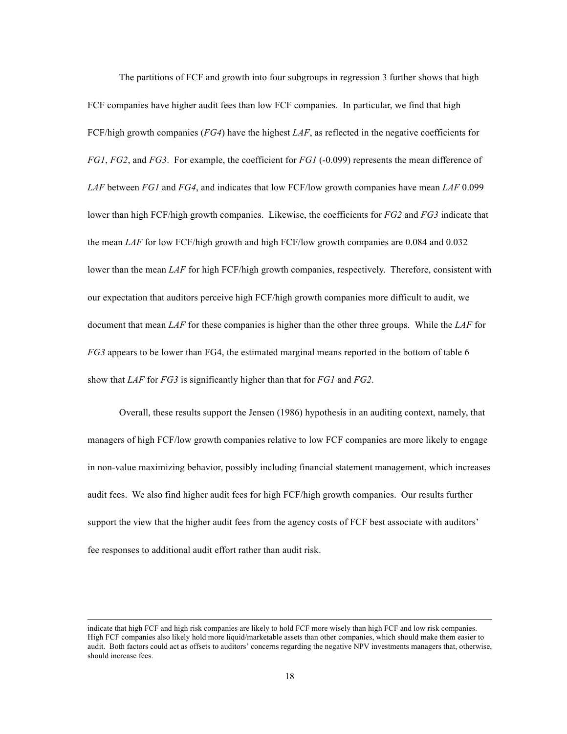The partitions of FCF and growth into four subgroups in regression 3 further shows that high FCF companies have higher audit fees than low FCF companies. In particular, we find that high FCF/high growth companies (*FG4*) have the highest *LAF*, as reflected in the negative coefficients for *FG1*, *FG2*, and *FG3*. For example, the coefficient for *FG1* (-0.099) represents the mean difference of *LAF* between *FG1* and *FG4*, and indicates that low FCF/low growth companies have mean *LAF* 0.099 lower than high FCF/high growth companies. Likewise, the coefficients for *FG2* and *FG3* indicate that the mean *LAF* for low FCF/high growth and high FCF/low growth companies are 0.084 and 0.032 lower than the mean *LAF* for high FCF/high growth companies, respectively. Therefore, consistent with our expectation that auditors perceive high FCF/high growth companies more difficult to audit, we document that mean *LAF* for these companies is higher than the other three groups. While the *LAF* for *FG3* appears to be lower than FG4, the estimated marginal means reported in the bottom of table 6 show that *LAF* for *FG3* is significantly higher than that for *FG1* and *FG2*.

Overall, these results support the Jensen (1986) hypothesis in an auditing context, namely, that managers of high FCF/low growth companies relative to low FCF companies are more likely to engage in non-value maximizing behavior, possibly including financial statement management, which increases audit fees. We also find higher audit fees for high FCF/high growth companies. Our results further support the view that the higher audit fees from the agency costs of FCF best associate with auditors' fee responses to additional audit effort rather than audit risk.

---

indicate that high FCF and high risk companies are likely to hold FCF more wisely than high FCF and low risk companies. High FCF companies also likely hold more liquid/marketable assets than other companies, which should make them easier to audit. Both factors could act as offsets to auditors' concerns regarding the negative NPV investments managers that, otherwise, should increase fees.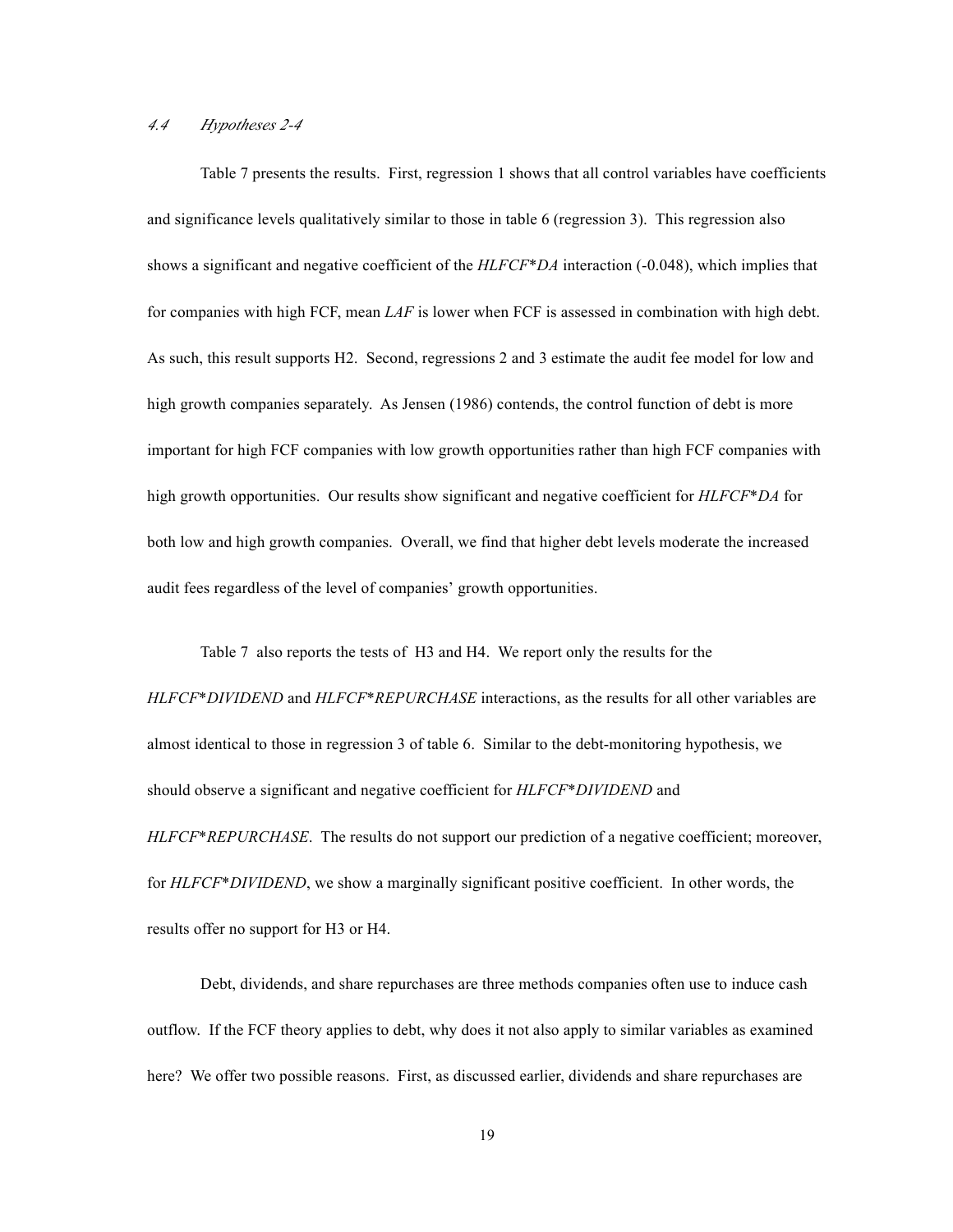### *4.4 Hypotheses 2-4*

Table 7 presents the results. First, regression 1 shows that all control variables have coefficients and significance levels qualitatively similar to those in table 6 (regression 3). This regression also shows a significant and negative coefficient of the *HLFCF*\**DA* interaction (-0.048), which implies that for companies with high FCF, mean *LAF* is lower when FCF is assessed in combination with high debt. As such, this result supports H2. Second, regressions 2 and 3 estimate the audit fee model for low and high growth companies separately. As Jensen (1986) contends, the control function of debt is more important for high FCF companies with low growth opportunities rather than high FCF companies with high growth opportunities. Our results show significant and negative coefficient for *HLFCF*\**DA* for both low and high growth companies. Overall, we find that higher debt levels moderate the increased audit fees regardless of the level of companies' growth opportunities.

Table 7 also reports the tests of H3 and H4. We report only the results for the *HLFCF*\**DIVIDEND* and *HLFCF*\**REPURCHASE* interactions, as the results for all other variables are almost identical to those in regression 3 of table 6. Similar to the debt-monitoring hypothesis, we should observe a significant and negative coefficient for *HLFCF*\**DIVIDEND* and *HLFCF*\**REPURCHASE*. The results do not support our prediction of a negative coefficient; moreover, for *HLFCF*\**DIVIDEND*, we show a marginally significant positive coefficient. In other words, the results offer no support for H3 or H4.

Debt, dividends, and share repurchases are three methods companies often use to induce cash outflow. If the FCF theory applies to debt, why does it not also apply to similar variables as examined here? We offer two possible reasons. First, as discussed earlier, dividends and share repurchases are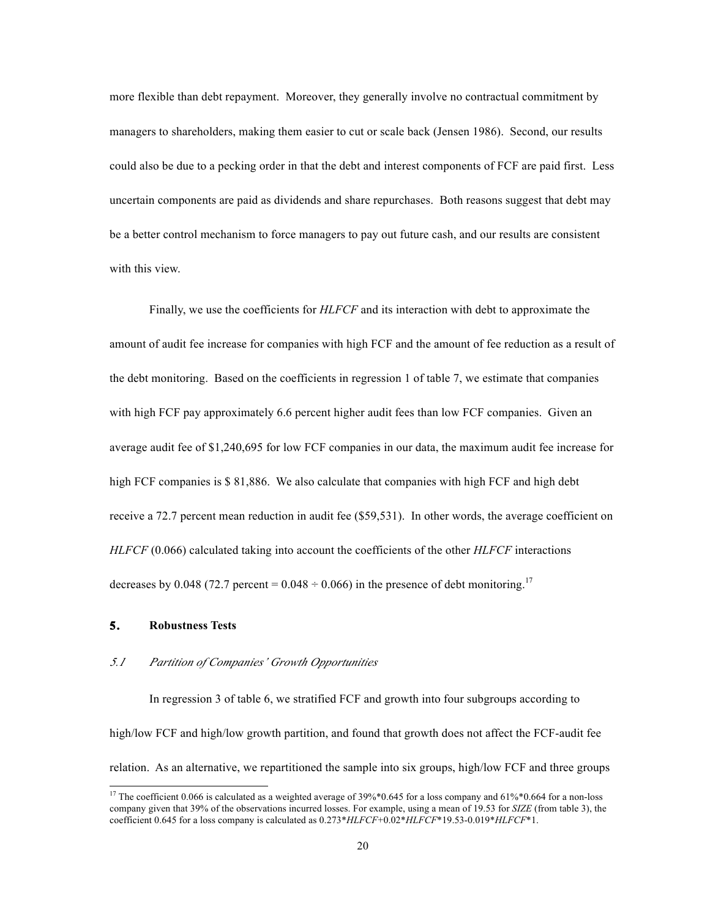more flexible than debt repayment. Moreover, they generally involve no contractual commitment by managers to shareholders, making them easier to cut or scale back (Jensen 1986). Second, our results could also be due to a pecking order in that the debt and interest components of FCF are paid first. Less uncertain components are paid as dividends and share repurchases. Both reasons suggest that debt may be a better control mechanism to force managers to pay out future cash, and our results are consistent with this view.

Finally, we use the coefficients for *HLFCF* and its interaction with debt to approximate the amount of audit fee increase for companies with high FCF and the amount of fee reduction as a result of the debt monitoring. Based on the coefficients in regression 1 of table 7, we estimate that companies with high FCF pay approximately 6.6 percent higher audit fees than low FCF companies. Given an average audit fee of $1,240,695 for low FCF companies in our data, the maximum audit fee increase for high FCF companies is $ 81,886. We also calculate that companies with high FCF and high debt receive a 72.7 percent mean reduction in audit fee ($59,531). In other words, the average coefficient on *HLFCF* (0.066) calculated taking into account the coefficients of the other *HLFCF* interactions decreases by 0.048 (72.7 percent = 0.048 ÷ 0.066) in the presence of debt monitoring.[17]

## 5. Robustness Tests

### *5.1 Partition of Companies' Growth Opportunities*

In regression 3 of table 6, we stratified FCF and growth into four subgroups according to high/low FCF and high/low growth partition, and found that growth does not affect the FCF-audit fee relation. As an alternative, we repartitioned the sample into six groups, high/low FCF and three groups

[17] The coefficient 0.066 is calculated as a weighted average of 39%*0.645 for a loss company and 61%*0.664 for a non-loss company given that 39% of the observations incurred losses. For example, using a mean of 19.53 for *SIZE* (from table 3), the coefficient 0.645 for a loss company is calculated as 0.273*HLFCF*+0.02*HLFCF*\*19.53-0.019*HLFCF*\*1.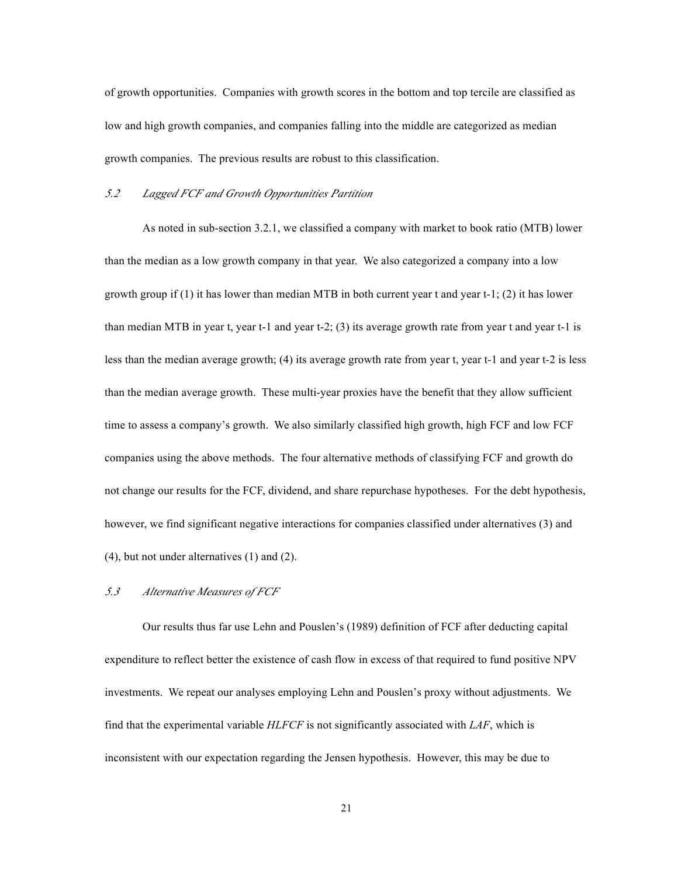of growth opportunities. Companies with growth scores in the bottom and top tercile are classified as low and high growth companies, and companies falling into the middle are categorized as median growth companies. The previous results are robust to this classification.

### *5.2 Lagged FCF and Growth Opportunities Partition*

As noted in sub-section 3.2.1, we classified a company with market to book ratio (MTB) lower than the median as a low growth company in that year. We also categorized a company into a low growth group if (1) it has lower than median MTB in both current year t and year t-1; (2) it has lower than median MTB in year t, year t-1 and year t-2; (3) its average growth rate from year t and year t-1 is less than the median average growth; (4) its average growth rate from year t, year t-1 and year t-2 is less than the median average growth. These multi-year proxies have the benefit that they allow sufficient time to assess a company's growth. We also similarly classified high growth, high FCF and low FCF companies using the above methods. The four alternative methods of classifying FCF and growth do not change our results for the FCF, dividend, and share repurchase hypotheses. For the debt hypothesis, however, we find significant negative interactions for companies classified under alternatives (3) and (4), but not under alternatives (1) and (2).

### *5.3 Alternative Measures of FCF*

Our results thus far use Lehn and Pouslen's (1989) definition of FCF after deducting capital expenditure to reflect better the existence of cash flow in excess of that required to fund positive NPV investments. We repeat our analyses employing Lehn and Pouslen's proxy without adjustments. We find that the experimental variable *HLFCF* is not significantly associated with *LAF*, which is inconsistent with our expectation regarding the Jensen hypothesis. However, this may be due to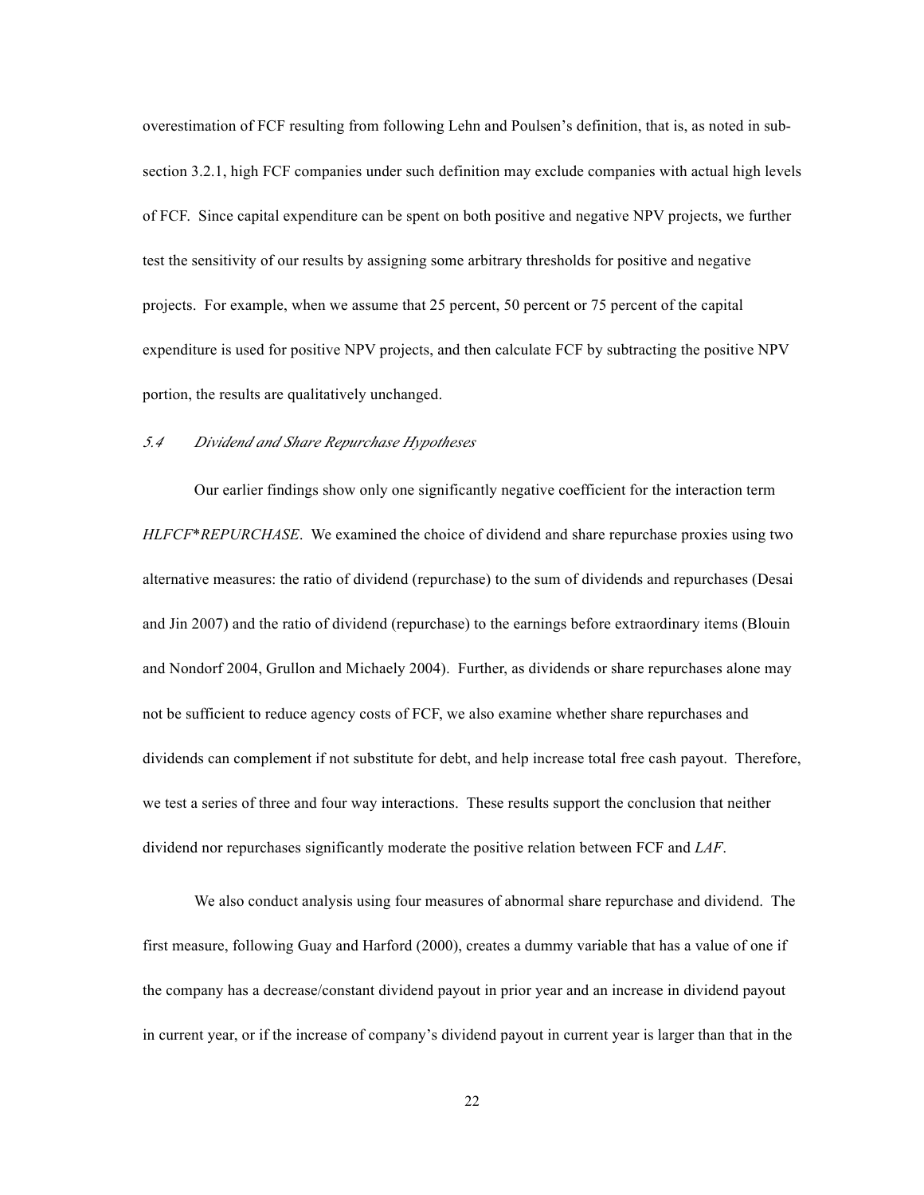overestimation of FCF resulting from following Lehn and Poulsen's definition, that is, as noted in sub-section 3.2.1, high FCF companies under such definition may exclude companies with actual high levels of FCF. Since capital expenditure can be spent on both positive and negative NPV projects, we further test the sensitivity of our results by assigning some arbitrary thresholds for positive and negative projects. For example, when we assume that 25 percent, 50 percent or 75 percent of the capital expenditure is used for positive NPV projects, and then calculate FCF by subtracting the positive NPV portion, the results are qualitatively unchanged.

### *5.4 Dividend and Share Repurchase Hypotheses*

Our earlier findings show only one significantly negative coefficient for the interaction term *HLFCF*\**REPURCHASE*. We examined the choice of dividend and share repurchase proxies using two alternative measures: the ratio of dividend (repurchase) to the sum of dividends and repurchases (Desai and Jin 2007) and the ratio of dividend (repurchase) to the earnings before extraordinary items (Blouin and Nondorf 2004, Grullon and Michaely 2004). Further, as dividends or share repurchases alone may not be sufficient to reduce agency costs of FCF, we also examine whether share repurchases and dividends can complement if not substitute for debt, and help increase total free cash payout. Therefore, we test a series of three and four way interactions. These results support the conclusion that neither dividend nor repurchases significantly moderate the positive relation between FCF and *LAF*.

We also conduct analysis using four measures of abnormal share repurchase and dividend. The first measure, following Guay and Harford (2000), creates a dummy variable that has a value of one if the company has a decrease/constant dividend payout in prior year and an increase in dividend payout in current year, or if the increase of company's dividend payout in current year is larger than that in the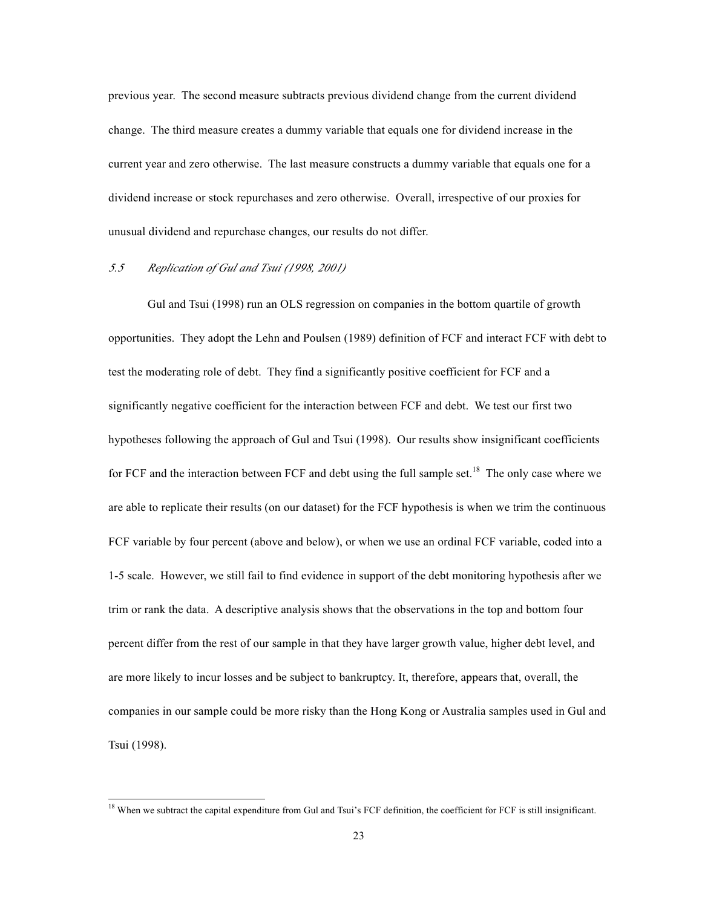previous year. The second measure subtracts previous dividend change from the current dividend change. The third measure creates a dummy variable that equals one for dividend increase in the current year and zero otherwise. The last measure constructs a dummy variable that equals one for a dividend increase or stock repurchases and zero otherwise. Overall, irrespective of our proxies for unusual dividend and repurchase changes, our results do not differ.

### *5.5 Replication of Gul and Tsui (1998, 2001)*

Gul and Tsui (1998) run an OLS regression on companies in the bottom quartile of growth opportunities. They adopt the Lehn and Poulsen (1989) definition of FCF and interact FCF with debt to test the moderating role of debt. They find a significantly positive coefficient for FCF and a significantly negative coefficient for the interaction between FCF and debt. We test our first two hypotheses following the approach of Gul and Tsui (1998). Our results show insignificant coefficients for FCF and the interaction between FCF and debt using the full sample set.[18] The only case where we are able to replicate their results (on our dataset) for the FCF hypothesis is when we trim the continuous FCF variable by four percent (above and below), or when we use an ordinal FCF variable, coded into a 1-5 scale. However, we still fail to find evidence in support of the debt monitoring hypothesis after we trim or rank the data. A descriptive analysis shows that the observations in the top and bottom four percent differ from the rest of our sample in that they have larger growth value, higher debt level, and are more likely to incur losses and be subject to bankruptcy. It, therefore, appears that, overall, the companies in our sample could be more risky than the Hong Kong or Australia samples used in Gul and Tsui (1998).

---

[18] When we subtract the capital expenditure from Gul and Tsui's FCF definition, the coefficient for FCF is still insignificant.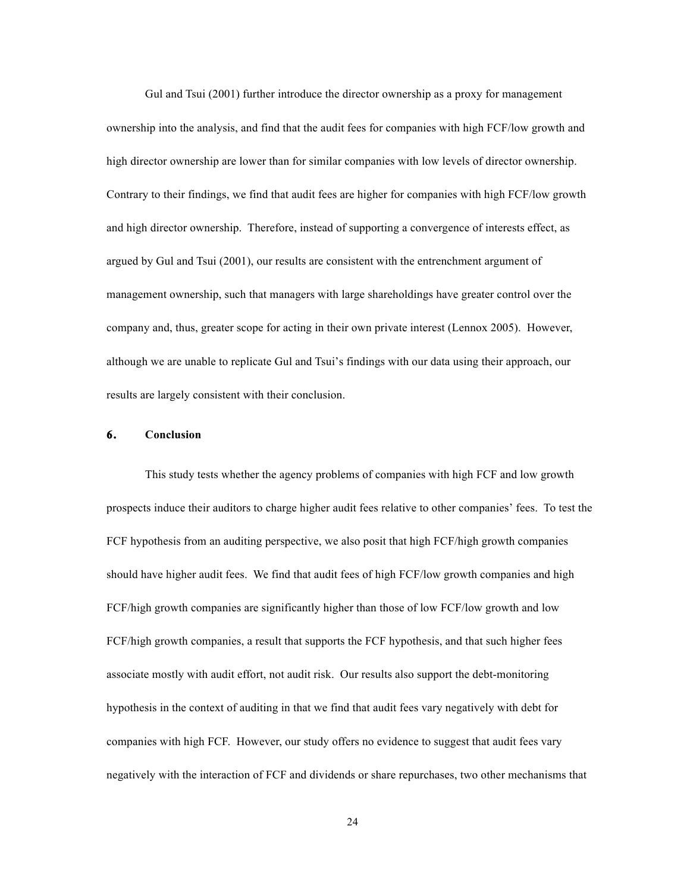Gul and Tsui (2001) further introduce the director ownership as a proxy for management ownership into the analysis, and find that the audit fees for companies with high FCF/low growth and high director ownership are lower than for similar companies with low levels of director ownership. Contrary to their findings, we find that audit fees are higher for companies with high FCF/low growth and high director ownership. Therefore, instead of supporting a convergence of interests effect, as argued by Gul and Tsui (2001), our results are consistent with the entrenchment argument of management ownership, such that managers with large shareholdings have greater control over the company and, thus, greater scope for acting in their own private interest (Lennox 2005). However, although we are unable to replicate Gul and Tsui's findings with our data using their approach, our results are largely consistent with their conclusion.

## 6. Conclusion

This study tests whether the agency problems of companies with high FCF and low growth prospects induce their auditors to charge higher audit fees relative to other companies' fees. To test the FCF hypothesis from an auditing perspective, we also posit that high FCF/high growth companies should have higher audit fees. We find that audit fees of high FCF/low growth companies and high FCF/high growth companies are significantly higher than those of low FCF/low growth and low FCF/high growth companies, a result that supports the FCF hypothesis, and that such higher fees associate mostly with audit effort, not audit risk. Our results also support the debt-monitoring hypothesis in the context of auditing in that we find that audit fees vary negatively with debt for companies with high FCF. However, our study offers no evidence to suggest that audit fees vary negatively with the interaction of FCF and dividends or share repurchases, two other mechanisms that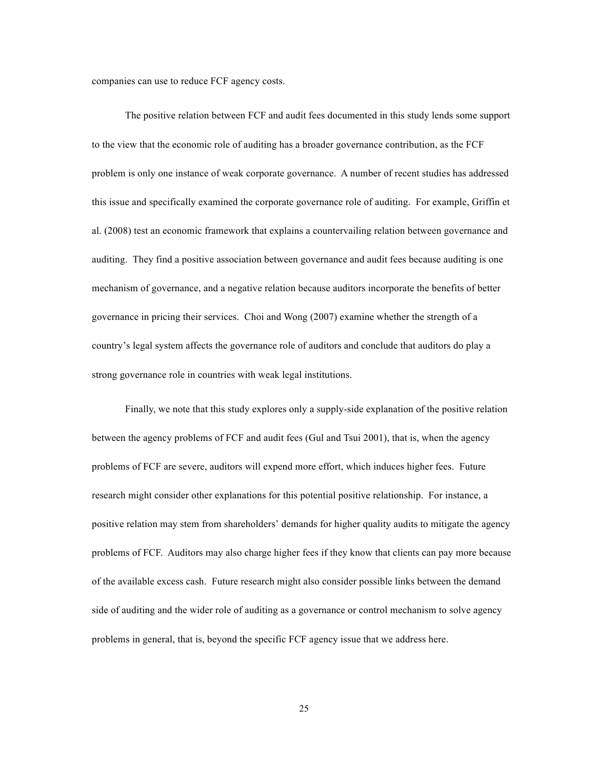companies can use to reduce FCF agency costs.

The positive relation between FCF and audit fees documented in this study lends some support to the view that the economic role of auditing has a broader governance contribution, as the FCF problem is only one instance of weak corporate governance. A number of recent studies has addressed this issue and specifically examined the corporate governance role of auditing. For example, Griffin et al. (2008) test an economic framework that explains a countervailing relation between governance and auditing. They find a positive association between governance and audit fees because auditing is one mechanism of governance, and a negative relation because auditors incorporate the benefits of better governance in pricing their services. Choi and Wong (2007) examine whether the strength of a country's legal system affects the governance role of auditors and conclude that auditors do play a strong governance role in countries with weak legal institutions.

Finally, we note that this study explores only a supply-side explanation of the positive relation between the agency problems of FCF and audit fees (Gul and Tsui 2001), that is, when the agency problems of FCF are severe, auditors will expend more effort, which induces higher fees. Future research might consider other explanations for this potential positive relationship. For instance, a positive relation may stem from shareholders' demands for higher quality audits to mitigate the agency problems of FCF. Auditors may also charge higher fees if they know that clients can pay more because of the available excess cash. Future research might also consider possible links between the demand side of auditing and the wider role of auditing as a governance or control mechanism to solve agency problems in general, that is, beyond the specific FCF agency issue that we address here.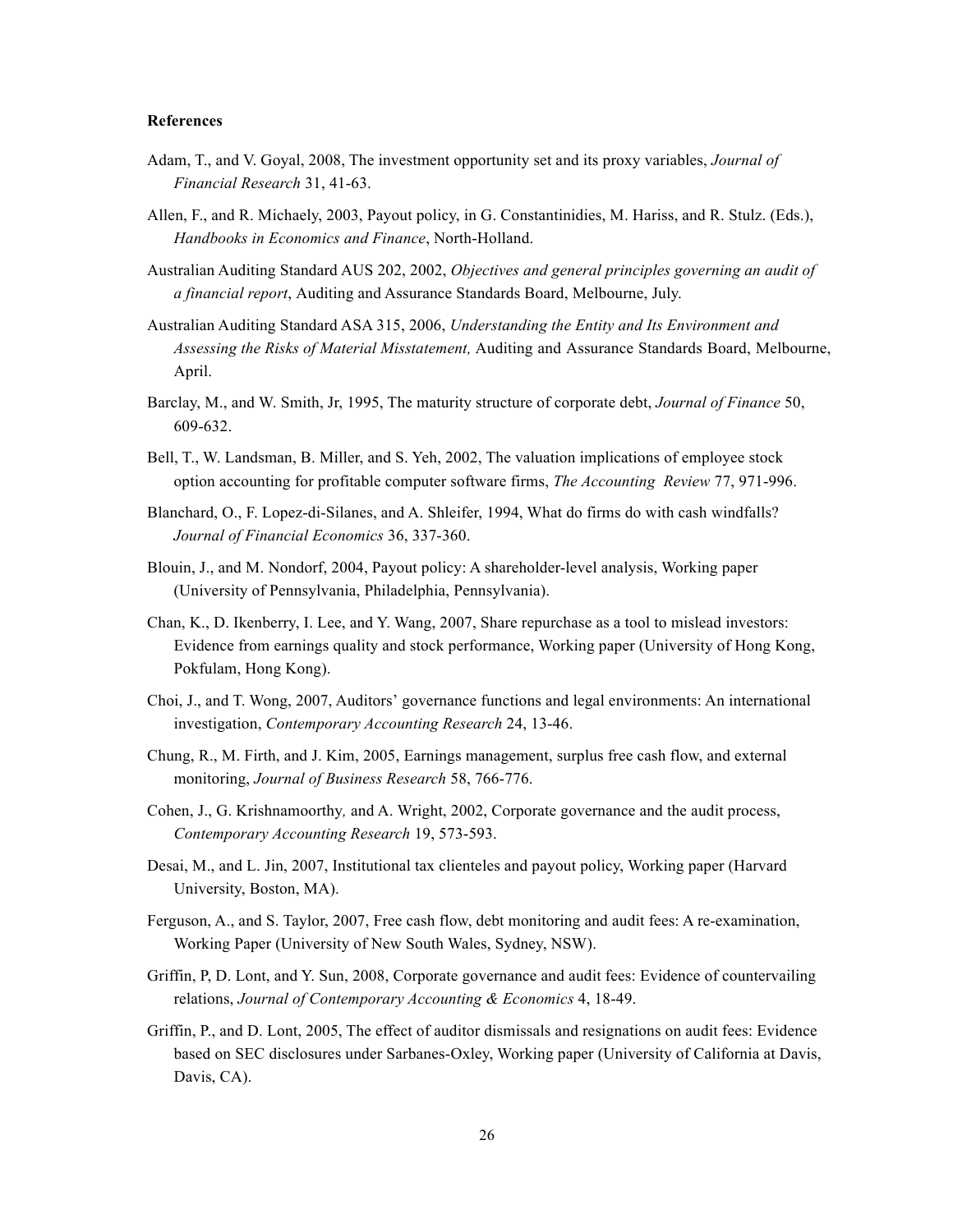**References**

Adam, T., and V. Goyal, 2008, The investment opportunity set and its proxy variables, *Journal of Financial Research* 31, 41-63.

Allen, F., and R. Michaely, 2003, Payout policy, in G. Constantinidies, M. Hariss, and R. Stulz. (Eds.), *Handbooks in Economics and Finance*, North-Holland.

Australian Auditing Standard AUS 202, 2002, *Objectives and general principles governing an audit of a financial report*, Auditing and Assurance Standards Board, Melbourne, July.

Australian Auditing Standard ASA 315, 2006, *Understanding the Entity and Its Environment and Assessing the Risks of Material Misstatement,* Auditing and Assurance Standards Board, Melbourne, April.

Barclay, M., and W. Smith, Jr, 1995, The maturity structure of corporate debt, *Journal of Finance* 50, 609-632.

Bell, T., W. Landsman, B. Miller, and S. Yeh, 2002, The valuation implications of employee stock option accounting for profitable computer software firms, *The Accounting Review* 77, 971-996.

Blanchard, O., F. Lopez-di-Silanes, and A. Shleifer, 1994, What do firms do with cash windfalls? *Journal of Financial Economics* 36, 337-360.

Blouin, J., and M. Nondorf, 2004, Payout policy: A shareholder-level analysis, Working paper (University of Pennsylvania, Philadelphia, Pennsylvania).

Chan, K., D. Ikenberry, I. Lee, and Y. Wang, 2007, Share repurchase as a tool to mislead investors: Evidence from earnings quality and stock performance, Working paper (University of Hong Kong, Pokfulam, Hong Kong).

Choi, J., and T. Wong, 2007, Auditors' governance functions and legal environments: An international investigation, *Contemporary Accounting Research* 24, 13-46.

Chung, R., M. Firth, and J. Kim, 2005, Earnings management, surplus free cash flow, and external monitoring, *Journal of Business Research* 58, 766-776.

Cohen, J., G. Krishnamoorthy*,* and A. Wright, 2002, Corporate governance and the audit process, *Contemporary Accounting Research* 19, 573-593.

Desai, M., and L. Jin, 2007, Institutional tax clienteles and payout policy, Working paper (Harvard University, Boston, MA).

Ferguson, A., and S. Taylor, 2007, Free cash flow, debt monitoring and audit fees: A re-examination, Working Paper (University of New South Wales, Sydney, NSW).

Griffin, P, D. Lont, and Y. Sun, 2008, Corporate governance and audit fees: Evidence of countervailing relations, *Journal of Contemporary Accounting & Economics* 4, 18-49.

Griffin, P., and D. Lont, 2005, The effect of auditor dismissals and resignations on audit fees: Evidence based on SEC disclosures under Sarbanes-Oxley, Working paper (University of California at Davis, Davis, CA).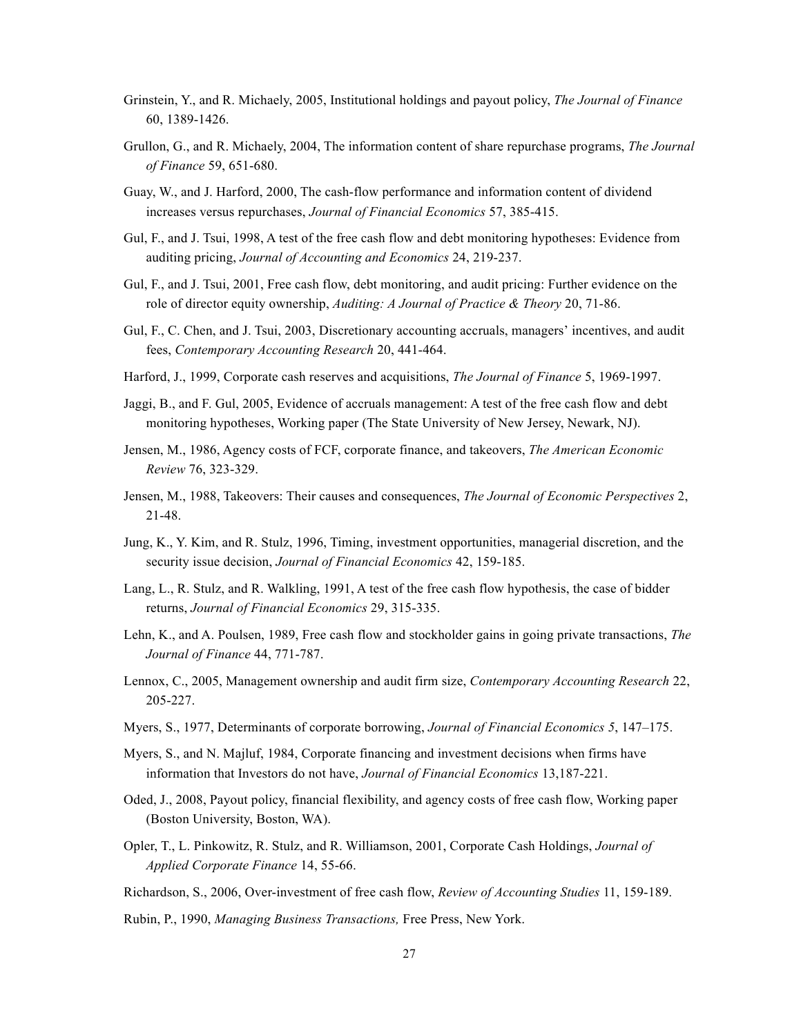Grinstein, Y., and R. Michaely, 2005, Institutional holdings and payout policy, *The Journal of Finance* 60, 1389-1426.

Grullon, G., and R. Michaely, 2004, The information content of share repurchase programs, *The Journal of Finance* 59, 651-680.

Guay, W., and J. Harford, 2000, The cash-flow performance and information content of dividend increases versus repurchases, *Journal of Financial Economics* 57, 385-415.

Gul, F., and J. Tsui, 1998, A test of the free cash flow and debt monitoring hypotheses: Evidence from auditing pricing, *Journal of Accounting and Economics* 24, 219-237.

Gul, F., and J. Tsui, 2001, Free cash flow, debt monitoring, and audit pricing: Further evidence on the role of director equity ownership, *Auditing: A Journal of Practice & Theory* 20, 71-86.

Gul, F., C. Chen, and J. Tsui, 2003, Discretionary accounting accruals, managers' incentives, and audit fees, *Contemporary Accounting Research* 20, 441-464.

Harford, J., 1999, Corporate cash reserves and acquisitions, *The Journal of Finance* 5, 1969-1997.

Jaggi, B., and F. Gul, 2005, Evidence of accruals management: A test of the free cash flow and debt monitoring hypotheses, Working paper (The State University of New Jersey, Newark, NJ).

Jensen, M., 1986, Agency costs of FCF, corporate finance, and takeovers, *The American Economic Review* 76, 323-329.

Jensen, M., 1988, Takeovers: Their causes and consequences, *The Journal of Economic Perspectives* 2, 21-48.

Jung, K., Y. Kim, and R. Stulz, 1996, Timing, investment opportunities, managerial discretion, and the security issue decision, *Journal of Financial Economics* 42, 159-185.

Lang, L., R. Stulz, and R. Walkling, 1991, A test of the free cash flow hypothesis, the case of bidder returns, *Journal of Financial Economics* 29, 315-335.

Lehn, K., and A. Poulsen, 1989, Free cash flow and stockholder gains in going private transactions, *The Journal of Finance* 44, 771-787.

Lennox, C., 2005, Management ownership and audit firm size, *Contemporary Accounting Research* 22, 205-227.

Myers, S., 1977, Determinants of corporate borrowing, *Journal of Financial Economics 5*, 147–175.

Myers, S., and N. Majluf, 1984, Corporate financing and investment decisions when firms have information that Investors do not have, *Journal of Financial Economics* 13,187-221.

Oded, J., 2008, Payout policy, financial flexibility, and agency costs of free cash flow, Working paper (Boston University, Boston, WA).

Opler, T., L. Pinkowitz, R. Stulz, and R. Williamson, 2001, Corporate Cash Holdings, *Journal of Applied Corporate Finance* 14, 55-66.

Richardson, S., 2006, Over-investment of free cash flow, *Review of Accounting Studies* 11, 159-189.

Rubin, P., 1990, *Managing Business Transactions,* Free Press, New York.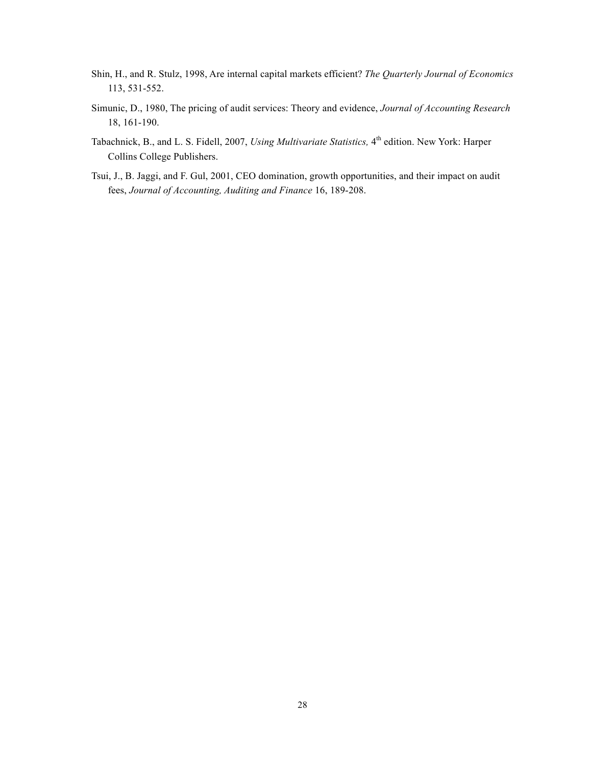Shin, H., and R. Stulz, 1998, Are internal capital markets efficient? *The Quarterly Journal of Economics* 113, 531-552.

Simunic, D., 1980, The pricing of audit services: Theory and evidence, *Journal of Accounting Research* 18, 161-190.

Tabachnick, B., and L. S. Fidell, 2007, *Using Multivariate Statistics,* 4th edition. New York: Harper Collins College Publishers.

Tsui, J., B. Jaggi, and F. Gul, 2001, CEO domination, growth opportunities, and their impact on audit fees, *Journal of Accounting, Auditing and Finance* 16, 189-208.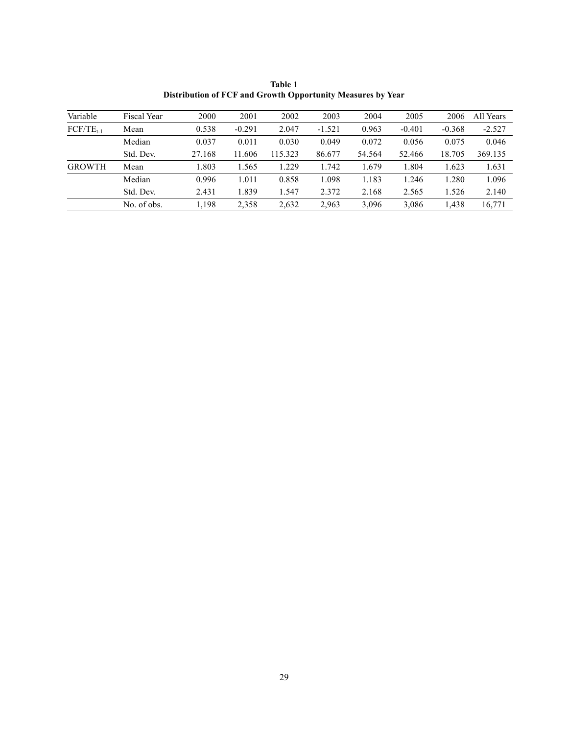**Table 1**
**Distribution of FCF and Growth Opportunity Measures by Year**

| Variable | Fiscal Year | 2000 | 2001 | 2002 | 2003 | 2004 | 2005 | 2006 | All Years |
|---|---|---|---|---|---|---|---|---|---|
| $FCF/TE_{t-1}$ | Mean | 0.538 | -0.291 | 2.047 | -1.521 | 0.963 | -0.401 | -0.368 | -2.527 |
| | Median | 0.037 | 0.011 | 0.030 | 0.049 | 0.072 | 0.056 | 0.075 | 0.046 |
| | Std. Dev. | 27.168 | 11.606 | 115.323 | 86.677 | 54.564 | 52.466 | 18.705 | 369.135 |
| GROWTH | Mean | 1.803 | 1.565 | 1.229 | 1.742 | 1.679 | 1.804 | 1.623 | 1.631 |
| | Median | 0.996 | 1.011 | 0.858 | 1.098 | 1.183 | 1.246 | 1.280 | 1.096 |
| | Std. Dev. | 2.431 | 1.839 | 1.547 | 2.372 | 2.168 | 2.565 | 1.526 | 2.140 |
| | No. of obs. | 1,198 | 2,358 | 2,632 | 2,963 | 3,096 | 3,086 | 1,438 | 16,771 |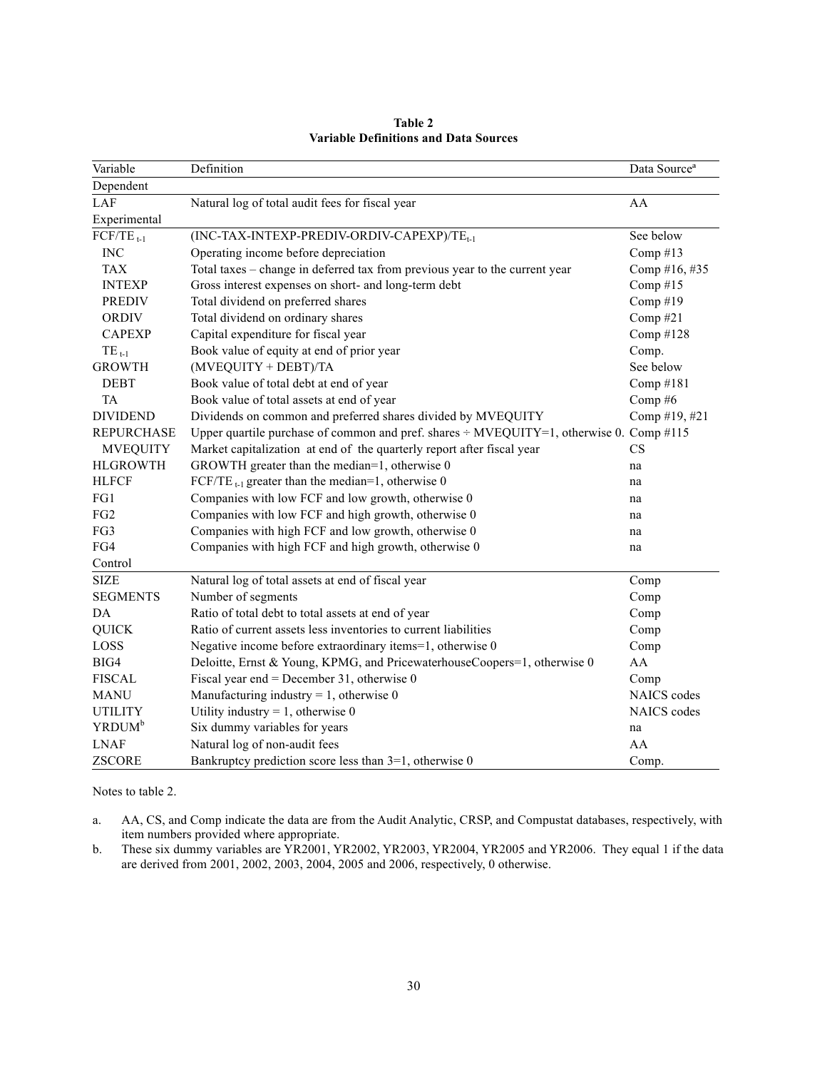**Table 2**
**Variable Definitions and Data Sources**

| Variable | Definition | Data Source[a] |
|---|---|---|
| Dependent | | |
| LAF | Natural log of total audit fees for fiscal year | AA |
| Experimental | | |
| $FCF/TE_{t-1}$ | $(INC-TAX-INTEXP-PREDIV-ORDIV-CAPEXP)/TE_{t-1}$ | See below |
| INC | Operating income before depreciation | Comp #13 |
| TAX | Total taxes – change in deferred tax from previous year to the current year | Comp #16, #35 |
| INTEXP | Gross interest expenses on short- and long-term debt | Comp #15 |
| PREDIV | Total dividend on preferred shares | Comp #19 |
| ORDIV | Total dividend on ordinary shares | Comp #21 |
| CAPEXP | Capital expenditure for fiscal year | Comp #128 |
| $TE_{t-1}$ | Book value of equity at end of prior year | Comp. |
| GROWTH | (MVEQUITY + DEBT)/TA | See below |
| DEBT | Book value of total debt at end of year | Comp #181 |
| TA | Book value of total assets at end of year | Comp #6 |
| DIVIDEND | Dividends on common and preferred shares divided by MVEQUITY | Comp #19, #21 |
| REPURCHASE | Upper quartile purchase of common and pref. shares ÷ MVEQUITY=1, otherwise 0. | Comp #115 |
| MVEQUITY | Market capitalization at end of the quarterly report after fiscal year | CS |
| HLGROWTH | GROWTH greater than the median=1, otherwise 0 | na |
| HLFCF | $FCF/TE_{t-1}$ greater than the median=1, otherwise 0 | na |
| FG1 | Companies with low FCF and low growth, otherwise 0 | na |
| FG2 | Companies with low FCF and high growth, otherwise 0 | na |
| FG3 | Companies with high FCF and low growth, otherwise 0 | na |
| FG4 | Companies with high FCF and high growth, otherwise 0 | na |
| Control | | |
| SIZE | Natural log of total assets at end of fiscal year | Comp |
| SEGMENTS | Number of segments | Comp |
| DA | Ratio of total debt to total assets at end of year | Comp |
| QUICK | Ratio of current assets less inventories to current liabilities | Comp |
| LOSS | Negative income before extraordinary items=1, otherwise 0 | Comp |
| BIG4 | Deloitte, Ernst & Young, KPMG, and PricewaterhouseCoopers=1, otherwise 0 | AA |
| FISCAL | Fiscal year end = December 31, otherwise 0 | Comp |
| MANU | Manufacturing industry = 1, otherwise 0 | NAICS codes |
| UTILITY | Utility industry = 1, otherwise 0 | NAICS codes |
| YRDUM[b] | Six dummy variables for years | na |
| LNAF | Natural log of non-audit fees | AA |
| ZSCORE | Bankruptcy prediction score less than 3=1, otherwise 0 | Comp. |

Notes to table 2.

a. AA, CS, and Comp indicate the data are from the Audit Analytic, CRSP, and Compustat databases, respectively, with item numbers provided where appropriate.

b. These six dummy variables are YR2001, YR2002, YR2003, YR2004, YR2005 and YR2006. They equal 1 if the data are derived from 2001, 2002, 2003, 2004, 2005 and 2006, respectively, 0 otherwise.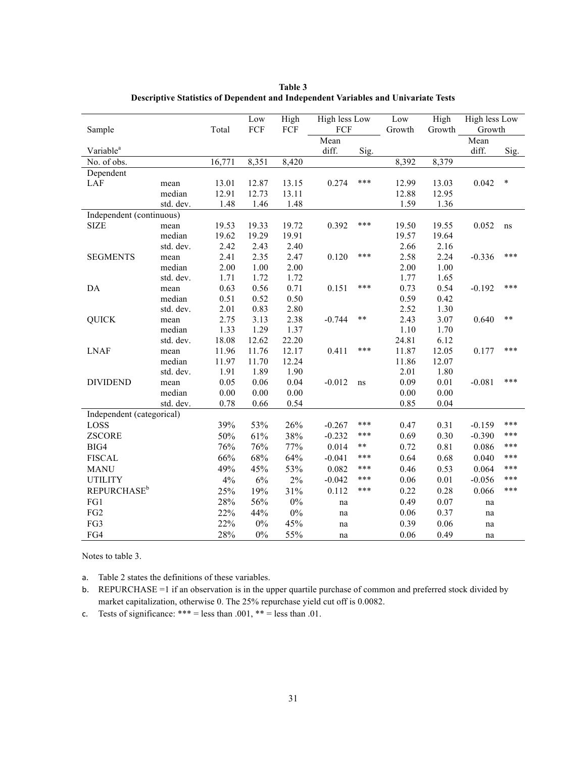**Table 3**
**Descriptive Statistics of Dependent and Independent Variables and Univariate Tests**

| Sample | | Total | Low FCF | High FCF | High less Low FCF | | Low Growth | High Growth | High less Low Growth | |
|---|---|---|---|---|---|---|---|---|---|---|
| Variable[a] | | | | | Mean diff. | Sig. | | | Mean diff. | Sig. |
| No. of obs. | | 16,771 | 8,351 | 8,420 | | | 8,392 | 8,379 | | |
| Dependent | | | | | | | | | | |
| LAF | mean | 13.01 | 12.87 | 13.15 | 0.274 | *** | 12.99 | 13.03 | 0.042 | * |
| | median | 12.91 | 12.73 | 13.11 | | | 12.88 | 12.95 | | |
| | std. dev. | 1.48 | 1.46 | 1.48 | | | 1.59 | 1.36 | | |
| Independent (continuous) | | | | | | | | | | |
| SIZE | mean | 19.53 | 19.33 | 19.72 | 0.392 | *** | 19.50 | 19.55 | 0.052 | ns |
| | median | 19.62 | 19.29 | 19.91 | | | 19.57 | 19.64 | | |
| | std. dev. | 2.42 | 2.43 | 2.40 | | | 2.66 | 2.16 | | |
| SEGMENTS | mean | 2.41 | 2.35 | 2.47 | 0.120 | *** | 2.58 | 2.24 | -0.336 | *** |
| | median | 2.00 | 1.00 | 2.00 | | | 2.00 | 1.00 | | |
| | std. dev. | 1.71 | 1.72 | 1.72 | | | 1.77 | 1.65 | | |
| DA | mean | 0.63 | 0.56 | 0.71 | 0.151 | *** | 0.73 | 0.54 | -0.192 | *** |
| | median | 0.51 | 0.52 | 0.50 | | | 0.59 | 0.42 | | |
| | std. dev. | 2.01 | 0.83 | 2.80 | | | 2.52 | 1.30 | | |
| QUICK | mean | 2.75 | 3.13 | 2.38 | -0.744 | ** | 2.43 | 3.07 | 0.640 | ** |
| | median | 1.33 | 1.29 | 1.37 | | | 1.10 | 1.70 | | |
| | std. dev. | 18.08 | 12.62 | 22.20 | | | 24.81 | 6.12 | | |
| LNAF | mean | 11.96 | 11.76 | 12.17 | 0.411 | *** | 11.87 | 12.05 | 0.177 | *** |
| | median | 11.97 | 11.70 | 12.24 | | | 11.86 | 12.07 | | |
| | std. dev. | 1.91 | 1.89 | 1.90 | | | 2.01 | 1.80 | | |
| DIVIDEND | mean | 0.05 | 0.06 | 0.04 | -0.012 | ns | 0.09 | 0.01 | -0.081 | *** |
| | median | 0.00 | 0.00 | 0.00 | | | 0.00 | 0.00 | | |
| | std. dev. | 0.78 | 0.66 | 0.54 | | | 0.85 | 0.04 | | |
| Independent (categorical) | | | | | | | | | | |
| LOSS | | 39% | 53% | 26% | -0.267 | *** | 0.47 | 0.31 | -0.159 | *** |
| ZSCORE | | 50% | 61% | 38% | -0.232 | *** | 0.69 | 0.30 | -0.390 | *** |
| BIG4 | | 76% | 76% | 77% | 0.014 | ** | 0.72 | 0.81 | 0.086 | *** |
| FISCAL | | 66% | 68% | 64% | -0.041 | *** | 0.64 | 0.68 | 0.040 | *** |
| MANU | | 49% | 45% | 53% | 0.082 | *** | 0.46 | 0.53 | 0.064 | *** |
| UTILITY | | 4% | 6% | 2% | -0.042 | *** | 0.06 | 0.01 | -0.056 | *** |
| REPURCHASE[b] | | 25% | 19% | 31% | 0.112 | *** | 0.22 | 0.28 | 0.066 | *** |
| FG1 | | 28% | 56% | 0% | na | | 0.49 | 0.07 | na | |
| FG2 | | 22% | 44% | 0% | na | | 0.06 | 0.37 | na | |
| FG3 | | 22% | 0% | 45% | na | | 0.39 | 0.06 | na | |
| FG4 | | 28% | 0% | 55% | na | | 0.06 | 0.49 | na | |

Notes to table 3.

a. Table 2 states the definitions of these variables.

b. REPURCHASE =1 if an observation is in the upper quartile purchase of common and preferred stock divided by market capitalization, otherwise 0. The 25% repurchase yield cut off is 0.0082.

c. Tests of significance: *** = less than .001, ** = less than .01.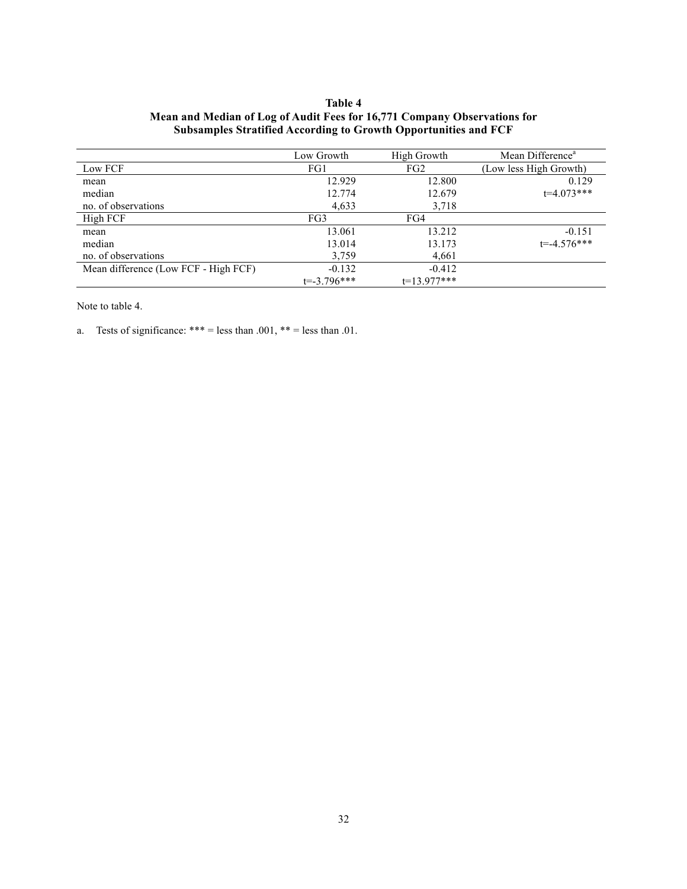**Table 4**
**Mean and Median of Log of Audit Fees for 16,771 Company Observations for Subsamples Stratified According to Growth Opportunities and FCF**

| | Low Growth | High Growth | Mean Difference[a] |
|---|---|---|---|
| Low FCF | FG1 | FG2 | (Low less High Growth) |
| mean | 12.929 | 12.800 | 0.129 |
| median | 12.774 | 12.679 | t=4.073*** |
| no. of observations | 4,633 | 3,718 | |
| High FCF | FG3 | FG4 | |
| mean | 13.061 | 13.212 | -0.151 |
| median | 13.014 | 13.173 | t=-4.576*** |
| no. of observations | 3,759 | 4,661 | |
| Mean difference (Low FCF - High FCF) | -0.132 | -0.412 | |
| | t=-3.796*** | t=13.977*** | |

Note to table 4.

a. Tests of significance: *** = less than .001, ** = less than .01.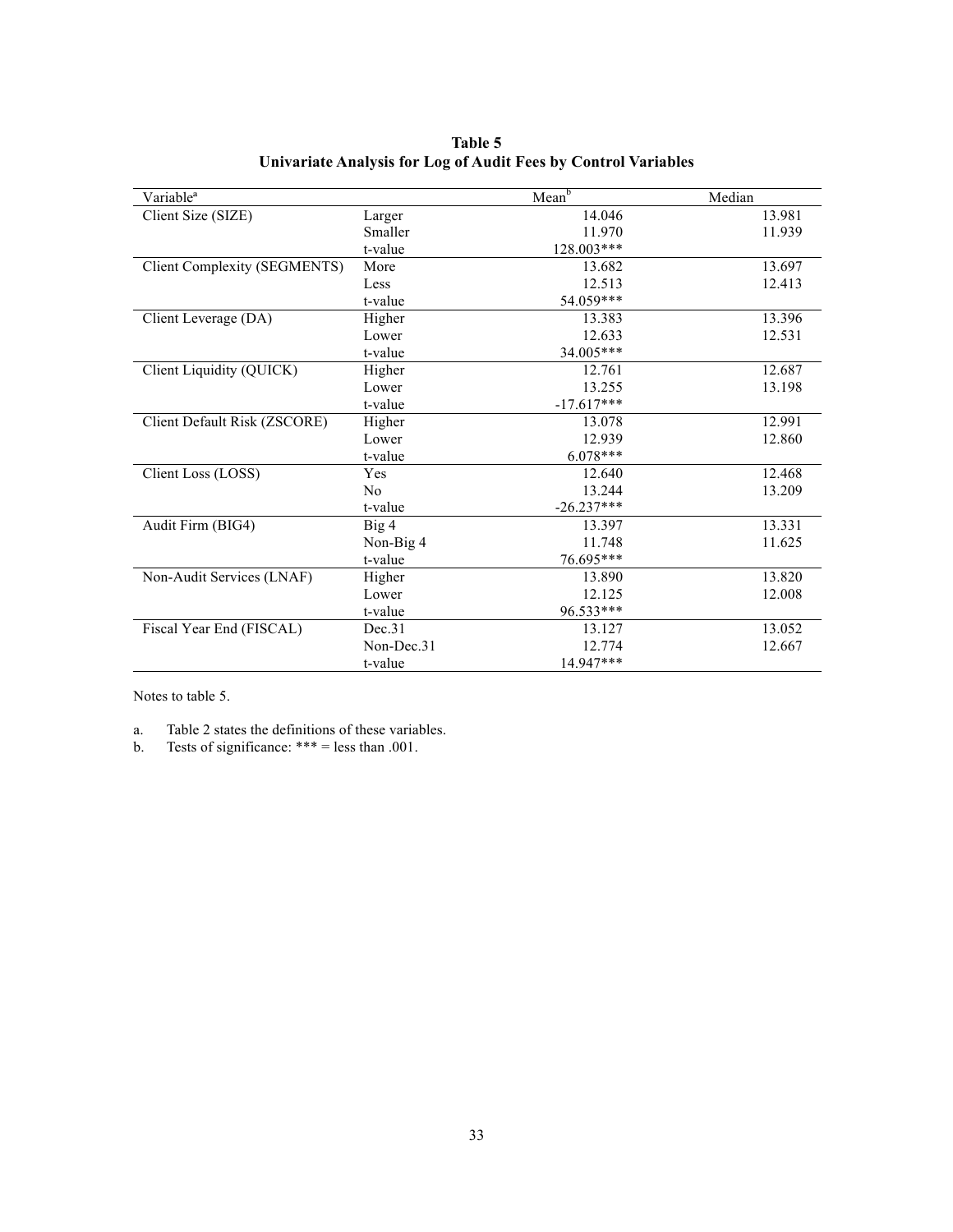**Table 5**
**Univariate Analysis for Log of Audit Fees by Control Variables**

| Variable[a] | | Mean[b] | Median |
|---|---|---|---|
| Client Size (SIZE) | Larger | 14.046 | 13.981 |
| | Smaller | 11.970 | 11.939 |
| | t-value | 128.003*** | |
| Client Complexity (SEGMENTS) | More | 13.682 | 13.697 |
| | Less | 12.513 | 12.413 |
| | t-value | 54.059*** | |
| Client Leverage (DA) | Higher | 13.383 | 13.396 |
| | Lower | 12.633 | 12.531 |
| | t-value | 34.005*** | |
| Client Liquidity (QUICK) | Higher | 12.761 | 12.687 |
| | Lower | 13.255 | 13.198 |
| | t-value | -17.617*** | |
| Client Default Risk (ZSCORE) | Higher | 13.078 | 12.991 |
| | Lower | 12.939 | 12.860 |
| | t-value | 6.078*** | |
| Client Loss (LOSS) | Yes | 12.640 | 12.468 |
| | No | 13.244 | 13.209 |
| | t-value | -26.237*** | |
| Audit Firm (BIG4) | Big 4 | 13.397 | 13.331 |
| | Non-Big 4 | 11.748 | 11.625 |
| | t-value | 76.695*** | |
| Non-Audit Services (LNAF) | Higher | 13.890 | 13.820 |
| | Lower | 12.125 | 12.008 |
| | t-value | 96.533*** | |
| Fiscal Year End (FISCAL) | Dec.31 | 13.127 | 13.052 |
| | Non-Dec.31 | 12.774 | 12.667 |
| | t-value | 14.947*** | |

Notes to table 5.

a. Table 2 states the definitions of these variables.
b. Tests of significance: *** = less than .001.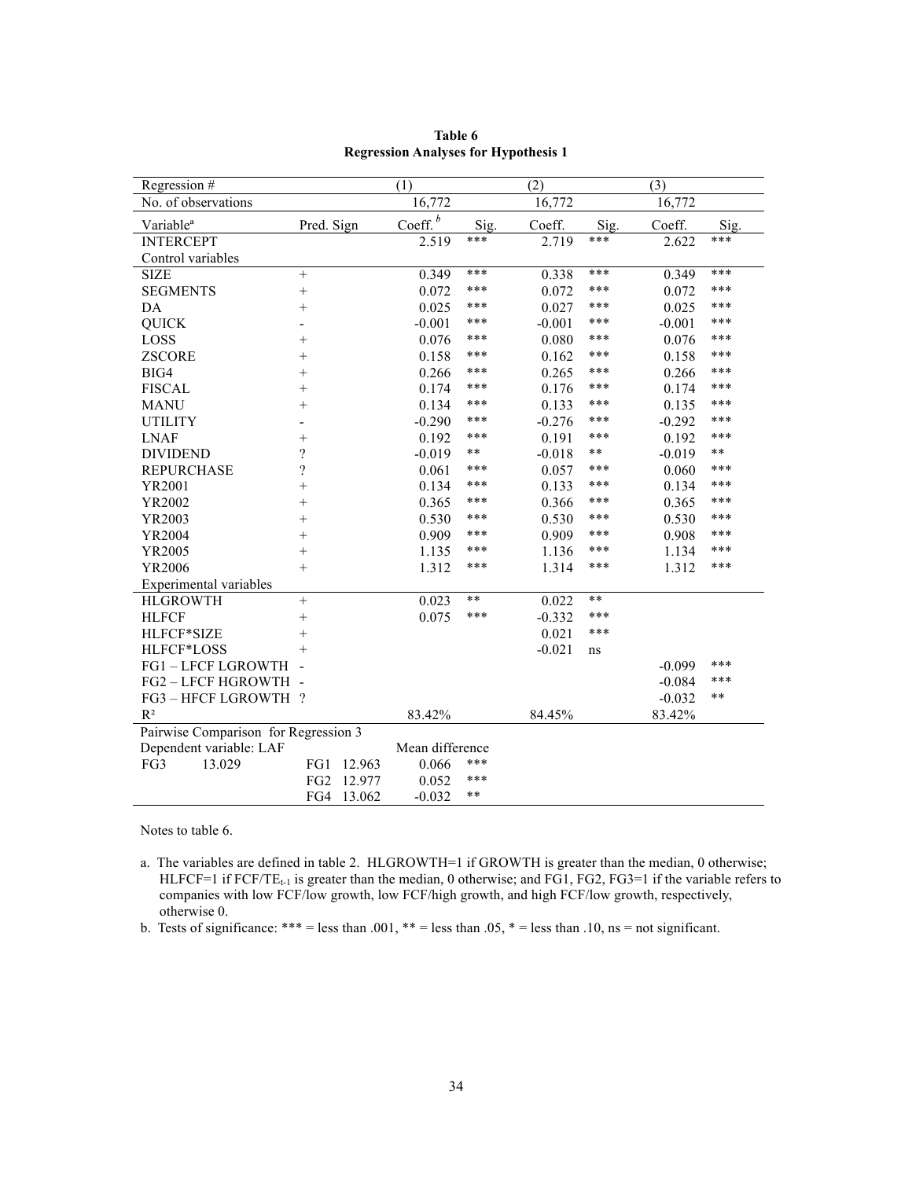**Table 6**
**Regression Analyses for Hypothesis 1**

| Regression # | | (1) | | (2) | | (3) | |
|---|---|---|---|---|---|---|---|
| No. of observations | | 16,772 | | 16,772 | | 16,772 | |
| Variable[a] | Pred. Sign | Coeff. [b] | Sig. | Coeff. | Sig. | Coeff. | Sig. |
| INTERCEPT | | 2.519 | *** | 2.719 | *** | 2.622 | *** |
| Control variables | | | | | | | |
| SIZE | + | 0.349 | *** | 0.338 | *** | 0.349 | *** |
| SEGMENTS | + | 0.072 | *** | 0.072 | *** | 0.072 | *** |
| DA | + | 0.025 | *** | 0.027 | *** | 0.025 | *** |
| QUICK | - | -0.001 | *** | -0.001 | *** | -0.001 | *** |
| LOSS | + | 0.076 | *** | 0.080 | *** | 0.076 | *** |
| ZSCORE | + | 0.158 | *** | 0.162 | *** | 0.158 | *** |
| BIG4 | + | 0.266 | *** | 0.265 | *** | 0.266 | *** |
| FISCAL | + | 0.174 | *** | 0.176 | *** | 0.174 | *** |
| MANU | + | 0.134 | *** | 0.133 | *** | 0.135 | *** |
| UTILITY | - | -0.290 | *** | -0.276 | *** | -0.292 | *** |
| LNAF | + | 0.192 | *** | 0.191 | *** | 0.192 | *** |
| DIVIDEND | ? | -0.019 | ** | -0.018 | ** | -0.019 | ** |
| REPURCHASE | ? | 0.061 | *** | 0.057 | *** | 0.060 | *** |
| YR2001 | + | 0.134 | *** | 0.133 | *** | 0.134 | *** |
| YR2002 | + | 0.365 | *** | 0.366 | *** | 0.365 | *** |
| YR2003 | + | 0.530 | *** | 0.530 | *** | 0.530 | *** |
| YR2004 | + | 0.909 | *** | 0.909 | *** | 0.908 | *** |
| YR2005 | + | 1.135 | *** | 1.136 | *** | 1.134 | *** |
| YR2006 | + | 1.312 | *** | 1.314 | *** | 1.312 | *** |
| Experimental variables | | | | | | | |
| HLGROWTH | + | 0.023 | ** | 0.022 | ** | | |
| HLFCF | + | 0.075 | *** | -0.332 | *** | | |
| HLFCF*SIZE | + | | | 0.021 | *** | | |
| HLFCF*LOSS | + | | | -0.021 | ns | | |
| FG1 – LFCF LGROWTH | - | | | | | -0.099 | *** |
| FG2 – LFCF HGROWTH | - | | | | | -0.084 | *** |
| FG3 – HFCF LGROWTH | ? | | | | | -0.032 | ** |
| $R^2$ | | 83.42% | | 84.45% | | 83.42% | |

| Pairwise Comparison for Regression 3 | | | | |
|---|---|---|---|---|
| Dependent variable: LAF | | | Mean difference | |
| FG3 13.029 | FG1 | 12.963 | 0.066 | *** |
| | FG2 | 12.977 | 0.052 | *** |
| | FG4 | 13.062 | -0.032 | ** |

Notes to table 6.

a. The variables are defined in table 2. HLGROWTH=1 if GROWTH is greater than the median, 0 otherwise; HLFCF=1 if FCF/$TE_{t-1}$ is greater than the median, 0 otherwise; and FG1, FG2, FG3=1 if the variable refers to companies with low FCF/low growth, low FCF/high growth, and high FCF/low growth, respectively, otherwise 0.

b. Tests of significance: *** = less than .001, ** = less than .05, * = less than .10, ns = not significant.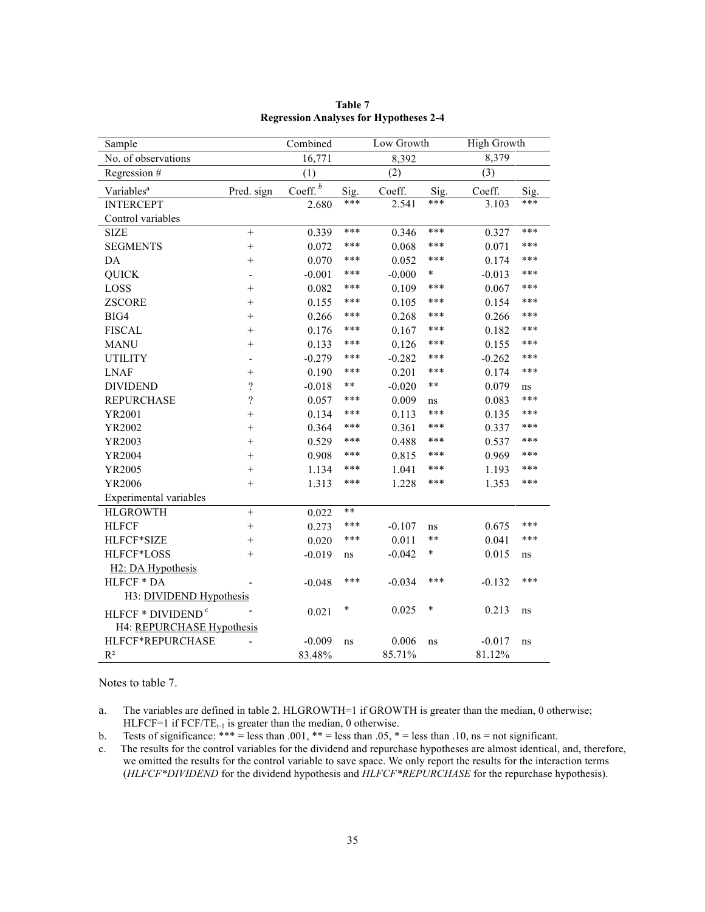**Table 7**
**Regression Analyses for Hypotheses 2-4**

| Sample | | Combined | | Low Growth | | High Growth | |
|---|---|---|---|---|---|---|---|
| No. of observations | | 16,771 | | 8,392 | | 8,379 | |
| Regression # | | (1) | | (2) | | (3) | |
| Variables[a] | Pred. sign | Coeff.[b] | Sig. | Coeff. | Sig. | Coeff. | Sig. |
| INTERCEPT | | 2.680 | *** | 2.541 | *** | 3.103 | *** |
| Control variables | | | | | | | |
| SIZE | + | 0.339 | *** | 0.346 | *** | 0.327 | *** |
| SEGMENTS | + | 0.072 | *** | 0.068 | *** | 0.071 | *** |
| DA | + | 0.070 | *** | 0.052 | *** | 0.174 | *** |
| QUICK | - | -0.001 | *** | -0.000 | * | -0.013 | *** |
| LOSS | + | 0.082 | *** | 0.109 | *** | 0.067 | *** |
| ZSCORE | + | 0.155 | *** | 0.105 | *** | 0.154 | *** |
| BIG4 | + | 0.266 | *** | 0.268 | *** | 0.266 | *** |
| FISCAL | + | 0.176 | *** | 0.167 | *** | 0.182 | *** |
| MANU | + | 0.133 | *** | 0.126 | *** | 0.155 | *** |
| UTILITY | - | -0.279 | *** | -0.282 | *** | -0.262 | *** |
| LNAF | + | 0.190 | *** | 0.201 | *** | 0.174 | *** |
| DIVIDEND | ? | -0.018 | ** | -0.020 | ** | 0.079 | ns |
| REPURCHASE | ? | 0.057 | *** | 0.009 | ns | 0.083 | *** |
| YR2001 | + | 0.134 | *** | 0.113 | *** | 0.135 | *** |
| YR2002 | + | 0.364 | *** | 0.361 | *** | 0.337 | *** |
| YR2003 | + | 0.529 | *** | 0.488 | *** | 0.537 | *** |
| YR2004 | + | 0.908 | *** | 0.815 | *** | 0.969 | *** |
| YR2005 | + | 1.134 | *** | 1.041 | *** | 1.193 | *** |
| YR2006 | + | 1.313 | *** | 1.228 | *** | 1.353 | *** |
| Experimental variables | | | | | | | |
| HLGROWTH | + | 0.022 | ** | | | | |
| HLFCF | + | 0.273 | *** | -0.107 | ns | 0.675 | *** |
| HLFCF*SIZE | + | 0.020 | *** | 0.011 | ** | 0.041 | *** |
| HLFCF*LOSS | + | -0.019 | ns | -0.042 | * | 0.015 | ns |
| H2: DA Hypothesis | | | | | | | |
| HLFCF * DA | - | -0.048 | *** | -0.034 | *** | -0.132 | *** |
| H3: DIVIDEND Hypothesis | | | | | | | |
| HLFCF * DIVIDEND[c] | - | 0.021 | * | 0.025 | * | 0.213 | ns |
| H4: REPURCHASE Hypothesis | | | | | | | |
| HLFCF*REPURCHASE | - | -0.009 | ns | 0.006 | ns | -0.017 | ns |
| $R^2$ | | 83.48% | | 85.71% | | 81.12% | |

Notes to table 7.

a. The variables are defined in table 2. HLGROWTH=1 if GROWTH is greater than the median, 0 otherwise; HLFCF=1 if $FCF/TE_{t-1}$ is greater than the median, 0 otherwise.

b. Tests of significance: *** = less than .001, ** = less than .05, * = less than .10, ns = not significant.

c. The results for the control variables for the dividend and repurchase hypotheses are almost identical, and, therefore, we omitted the results for the control variable to save space. We only report the results for the interaction terms (*HLFCF*DIVIDEND* for the dividend hypothesis and *HLFCF*REPURCHASE* for the repurchase hypothesis).